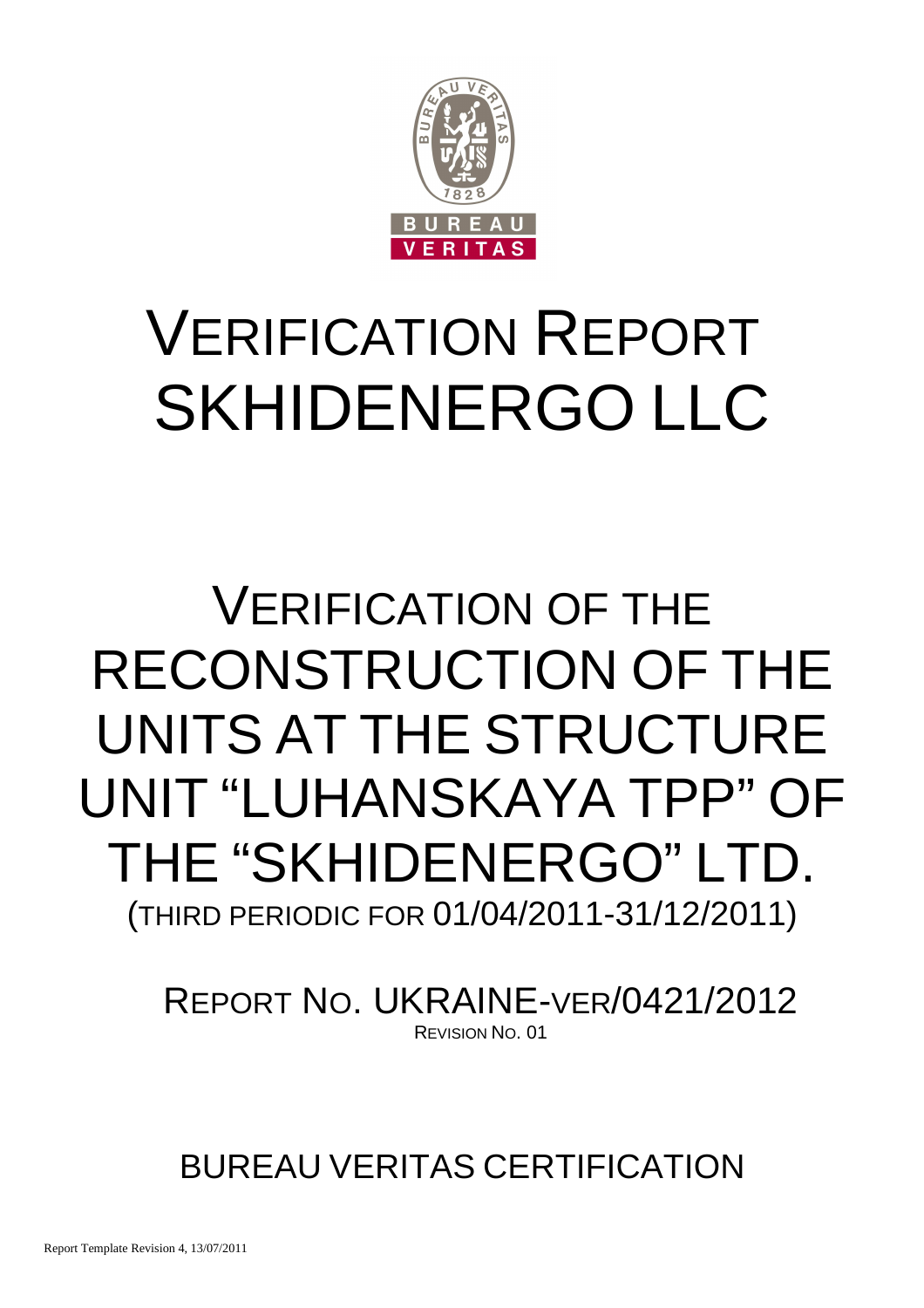# VERIFICATION REPORT SKHIDENERGO LLC

# VERIFICATION OF THE RECONSTRUCTION OF THE UNITS AT THE STRUCTURE UNIT "LUHANSKAYA TPP" OF THE "SKHIDENERGO" LTD.

(THIRD PERIODIC FOR 01/04/2011-31/12/2011)

REPORT NO. UKRAINE-VER/0421/2012

REVISION NO. 01

BUREAU VERITAS CERTIFICATION

Report Template Revision 4, 13/07/2011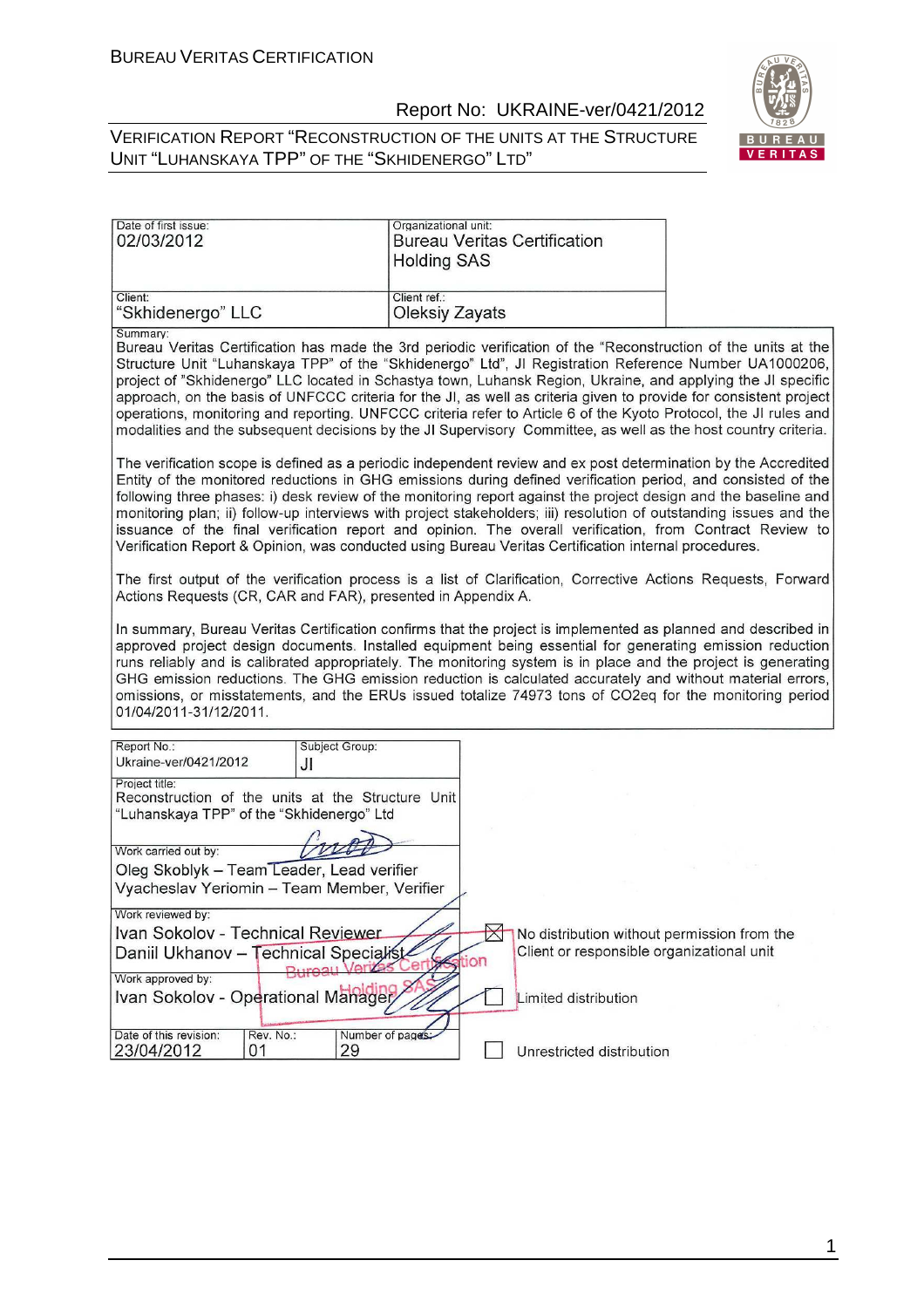| Date of first issue: 02/03/2012 | Organizational unit: Bureau Veritas Certification Holding SAS |
|---|---|
| Client: "Skhidenergo" LLC | Client ref.: Oleksiy Zayats |

Summary:

Bureau Veritas Certification has made the 3rd periodic verification of the "Reconstruction of the units at the Structure Unit "Luhanskaya TPP" of the "Skhidenergo" Ltd", JI Registration Reference Number UA1000206, project of "Skhidenergo" LLC located in Schastya town, Luhansk Region, Ukraine, and applying the JI specific approach, on the basis of UNFCCC criteria for the JI, as well as criteria given to provide for consistent project operations, monitoring and reporting. UNFCCC criteria refer to Article 6 of the Kyoto Protocol, the JI rules and modalities and the subsequent decisions by the JI Supervisory Committee, as well as the host country criteria.

The verification scope is defined as a periodic independent review and ex post determination by the Accredited Entity of the monitored reductions in GHG emissions during defined verification period, and consisted of the following three phases: i) desk review of the monitoring report against the project design and the baseline and monitoring plan; ii) follow-up interviews with project stakeholders; iii) resolution of outstanding issues and the issuance of the final verification report and opinion. The overall verification, from Contract Review to Verification Report & Opinion, was conducted using Bureau Veritas Certification internal procedures.

The first output of the verification process is a list of Clarification, Corrective Actions Requests, Forward Actions Requests (CR, CAR and FAR), presented in Appendix A.

In summary, Bureau Veritas Certification confirms that the project is implemented as planned and described in approved project design documents. Installed equipment being essential for generating emission reduction runs reliably and is calibrated appropriately. The monitoring system is in place and the project is generating GHG emission reductions. The GHG emission reduction is calculated accurately and without material errors, omissions, or misstatements, and the ERUs issued totalize 74973 tons of CO2eq for the monitoring period 01/04/2011-31/12/2011.

| Report No.: Ukraine-ver/0421/2012 | Subject Group: JI | |
|---|---|---|
| Project title: Reconstruction of the units at the Structure Unit "Luhanskaya TPP" of the "Skhidenergo" Ltd | | |
| Work carried out by: Oleg Skoblyk – Team Leader, Lead verifier; Vyacheslav Yeriomin – Team Member, Verifier | | |
| Work reviewed by: Ivan Sokolov - Technical Reviewer; Daniil Ukhanov – Technical Specialist | | |
| Work approved by: Ivan Sokolov - Operational Manager | | |
| Date of this revision: 23/04/2012 | Rev. No.: 01 | Number of pages: 29 |

☒ No distribution without permission from the Client or responsible organizational unit

☐ Limited distribution

☐ Unrestricted distribution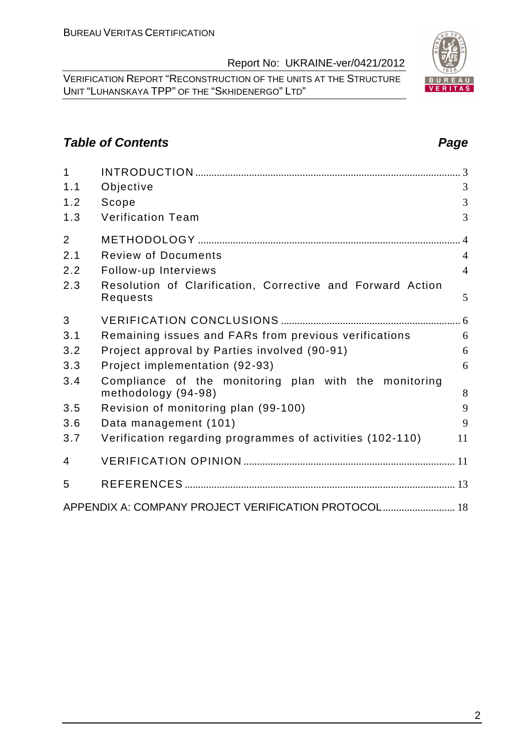## Table of Contents

| | | Page |
|---|---|---|
| 1 | INTRODUCTION | 3 |
| 1.1 | Objective | 3 |
| 1.2 | Scope | 3 |
| 1.3 | Verification Team | 3 |
| 2 | METHODOLOGY | 4 |
| 2.1 | Review of Documents | 4 |
| 2.2 | Follow-up Interviews | 4 |
| 2.3 | Resolution of Clarification, Corrective and Forward Action Requests | 5 |
| 3 | VERIFICATION CONCLUSIONS | 6 |
| 3.1 | Remaining issues and FARs from previous verifications | 6 |
| 3.2 | Project approval by Parties involved (90-91) | 6 |
| 3.3 | Project implementation (92-93) | 6 |
| 3.4 | Compliance of the monitoring plan with the monitoring methodology (94-98) | 8 |
| 3.5 | Revision of monitoring plan (99-100) | 9 |
| 3.6 | Data management (101) | 9 |
| 3.7 | Verification regarding programmes of activities (102-110) | 11 |
| 4 | VERIFICATION OPINION | 11 |
| 5 | REFERENCES | 13 |
| | APPENDIX A: COMPANY PROJECT VERIFICATION PROTOCOL | 18 |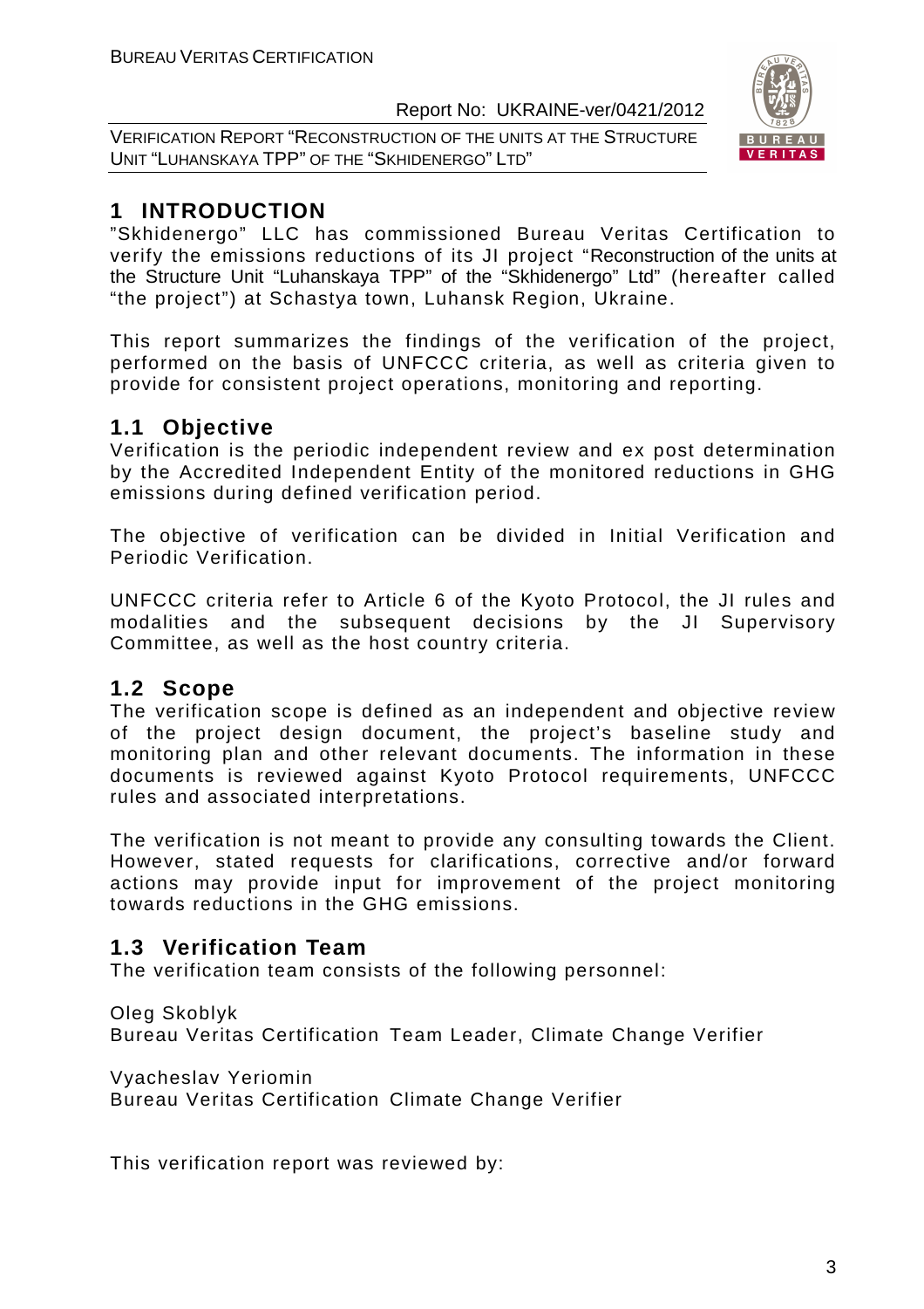# 1 INTRODUCTION

"Skhidenergo" LLC has commissioned Bureau Veritas Certification to verify the emissions reductions of its JI project "Reconstruction of the units at the Structure Unit "Luhanskaya TPP" of the "Skhidenergo" Ltd" (hereafter called "the project") at Schastya town, Luhansk Region, Ukraine.

This report summarizes the findings of the verification of the project, performed on the basis of UNFCCC criteria, as well as criteria given to provide for consistent project operations, monitoring and reporting.

## 1.1 Objective

Verification is the periodic independent review and ex post determination by the Accredited Independent Entity of the monitored reductions in GHG emissions during defined verification period.

The objective of verification can be divided in Initial Verification and Periodic Verification.

UNFCCC criteria refer to Article 6 of the Kyoto Protocol, the JI rules and modalities and the subsequent decisions by the JI Supervisory Committee, as well as the host country criteria.

## 1.2 Scope

The verification scope is defined as an independent and objective review of the project design document, the project's baseline study and monitoring plan and other relevant documents. The information in these documents is reviewed against Kyoto Protocol requirements, UNFCCC rules and associated interpretations.

The verification is not meant to provide any consulting towards the Client. However, stated requests for clarifications, corrective and/or forward actions may provide input for improvement of the project monitoring towards reductions in the GHG emissions.

## 1.3 Verification Team

The verification team consists of the following personnel:

Oleg Skoblyk
Bureau Veritas Certification Team Leader, Climate Change Verifier

Vyacheslav Yeriomin
Bureau Veritas Certification Climate Change Verifier

This verification report was reviewed by: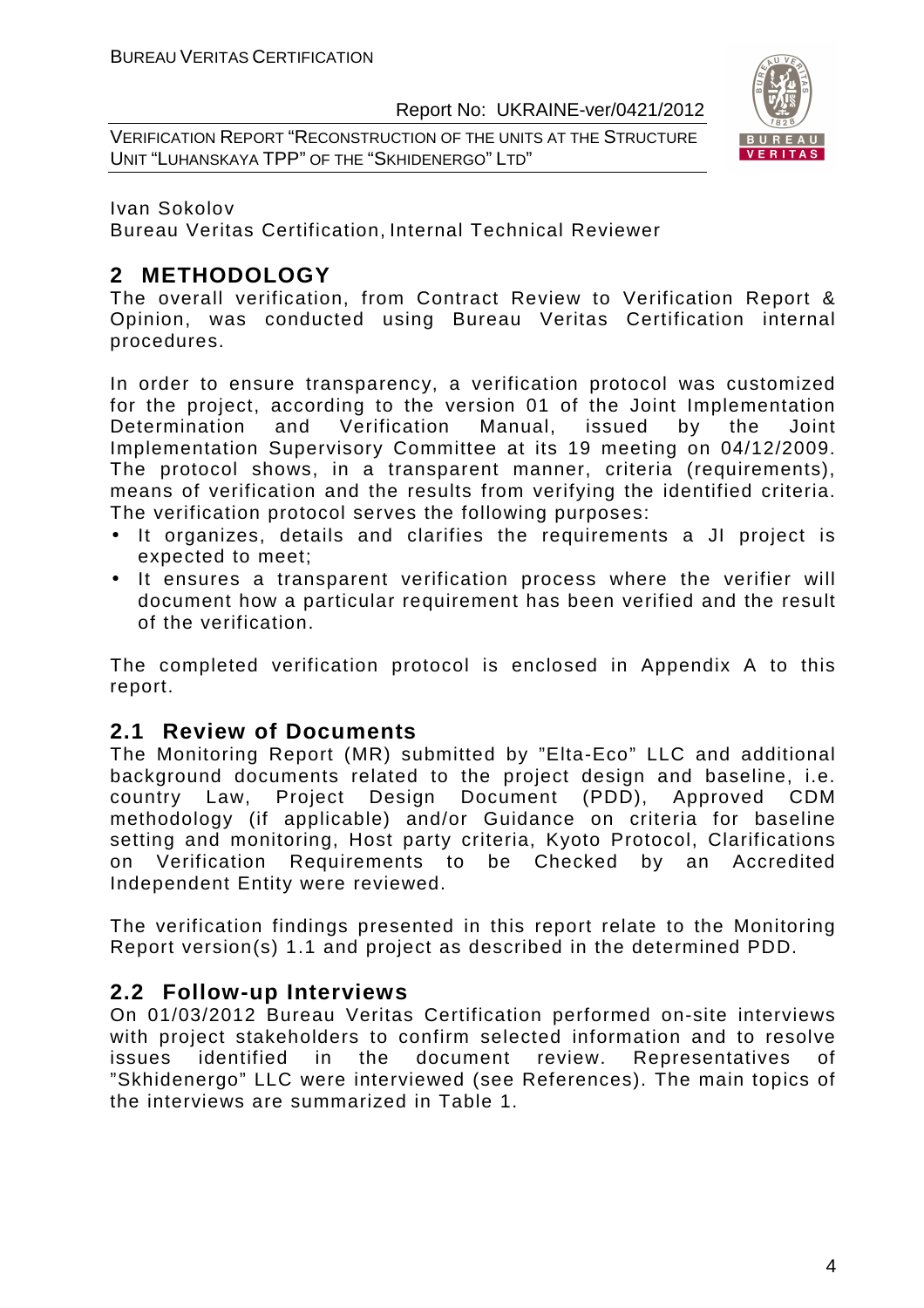Ivan Sokolov
Bureau Veritas Certification, Internal Technical Reviewer

# 2 METHODOLOGY

The overall verification, from Contract Review to Verification Report & Opinion, was conducted using Bureau Veritas Certification internal procedures.

In order to ensure transparency, a verification protocol was customized for the project, according to the version 01 of the Joint Implementation Determination and Verification Manual, issued by the Joint Implementation Supervisory Committee at its 19 meeting on 04/12/2009. The protocol shows, in a transparent manner, criteria (requirements), means of verification and the results from verifying the identified criteria. The verification protocol serves the following purposes:

- It organizes, details and clarifies the requirements a JI project is expected to meet;
- It ensures a transparent verification process where the verifier will document how a particular requirement has been verified and the result of the verification.

The completed verification protocol is enclosed in Appendix A to this report.

## 2.1 Review of Documents

The Monitoring Report (MR) submitted by "Elta-Eco" LLC and additional background documents related to the project design and baseline, i.e. country Law, Project Design Document (PDD), Approved CDM methodology (if applicable) and/or Guidance on criteria for baseline setting and monitoring, Host party criteria, Kyoto Protocol, Clarifications on Verification Requirements to be Checked by an Accredited Independent Entity were reviewed.

The verification findings presented in this report relate to the Monitoring Report version(s) 1.1 and project as described in the determined PDD.

## 2.2 Follow-up Interviews

On 01/03/2012 Bureau Veritas Certification performed on-site interviews with project stakeholders to confirm selected information and to resolve issues identified in the document review. Representatives of "Skhidenergo" LLC were interviewed (see References). The main topics of the interviews are summarized in Table 1.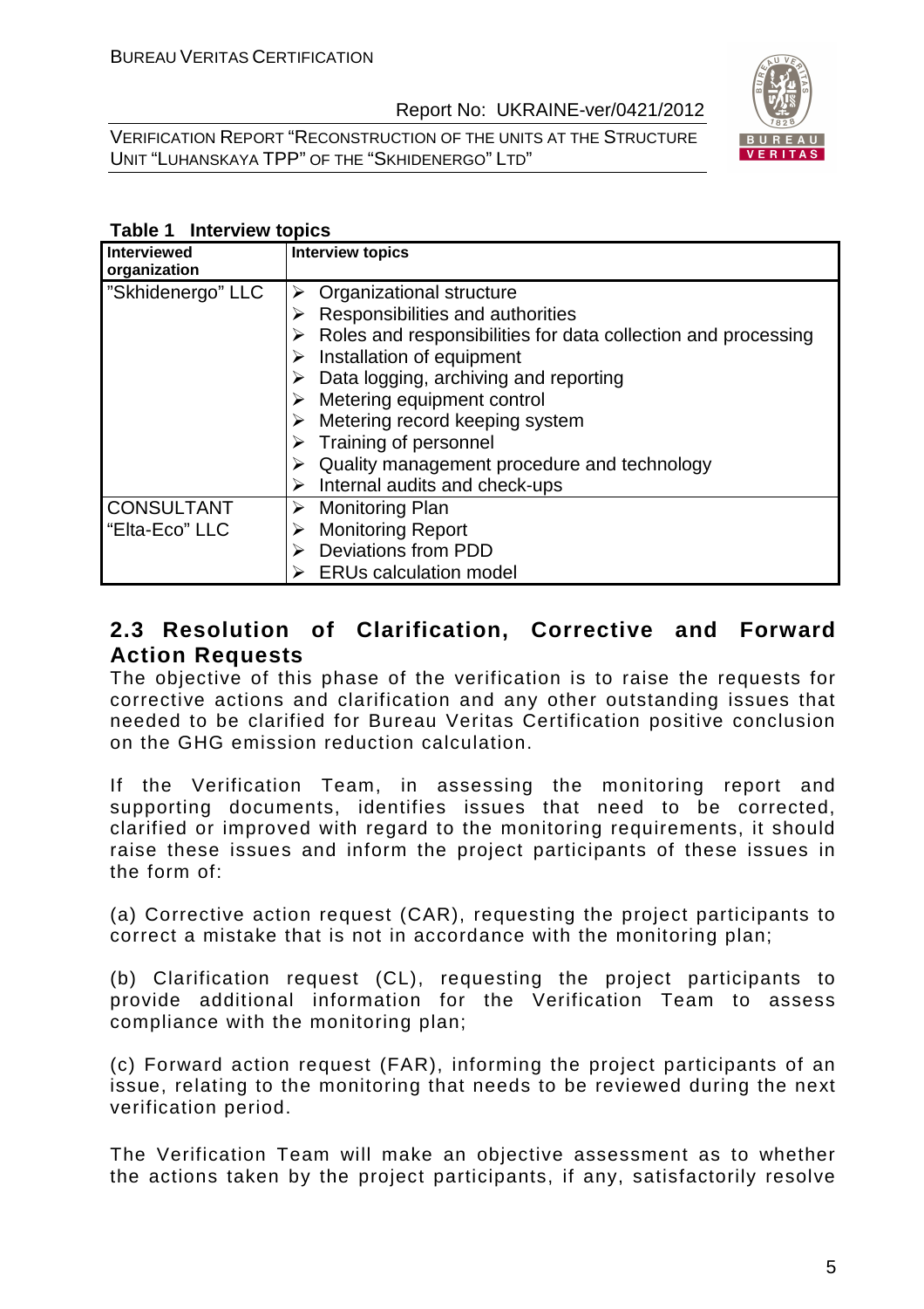**Table 1 Interview topics**

| Interviewed organization | Interview topics |
|---|---|
| "Skhidenergo" LLC | ➢ Organizational structure<br>➢ Responsibilities and authorities<br>➢ Roles and responsibilities for data collection and processing<br>➢ Installation of equipment<br>➢ Data logging, archiving and reporting<br>➢ Metering equipment control<br>➢ Metering record keeping system<br>➢ Training of personnel<br>➢ Quality management procedure and technology<br>➢ Internal audits and check-ups |
| CONSULTANT "Elta-Eco" LLC | ➢ Monitoring Plan<br>➢ Monitoring Report<br>➢ Deviations from PDD<br>➢ ERUs calculation model |

## 2.3 Resolution of Clarification, Corrective and Forward Action Requests

The objective of this phase of the verification is to raise the requests for corrective actions and clarification and any other outstanding issues that needed to be clarified for Bureau Veritas Certification positive conclusion on the GHG emission reduction calculation.

If the Verification Team, in assessing the monitoring report and supporting documents, identifies issues that need to be corrected, clarified or improved with regard to the monitoring requirements, it should raise these issues and inform the project participants of these issues in the form of:

(a) Corrective action request (CAR), requesting the project participants to correct a mistake that is not in accordance with the monitoring plan;

(b) Clarification request (CL), requesting the project participants to provide additional information for the Verification Team to assess compliance with the monitoring plan;

(c) Forward action request (FAR), informing the project participants of an issue, relating to the monitoring that needs to be reviewed during the next verification period.

The Verification Team will make an objective assessment as to whether the actions taken by the project participants, if any, satisfactorily resolve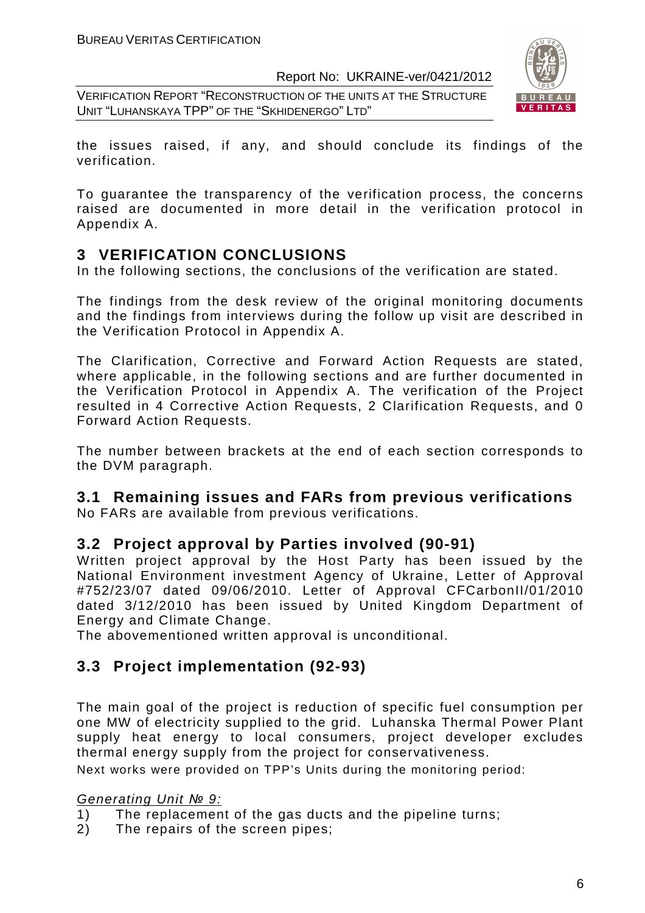the issues raised, if any, and should conclude its findings of the verification.

To guarantee the transparency of the verification process, the concerns raised are documented in more detail in the verification protocol in Appendix A.

# 3 VERIFICATION CONCLUSIONS

In the following sections, the conclusions of the verification are stated.

The findings from the desk review of the original monitoring documents and the findings from interviews during the follow up visit are described in the Verification Protocol in Appendix A.

The Clarification, Corrective and Forward Action Requests are stated, where applicable, in the following sections and are further documented in the Verification Protocol in Appendix A. The verification of the Project resulted in 4 Corrective Action Requests, 2 Clarification Requests, and 0 Forward Action Requests.

The number between brackets at the end of each section corresponds to the DVM paragraph.

## 3.1 Remaining issues and FARs from previous verifications

No FARs are available from previous verifications.

## 3.2 Project approval by Parties involved (90-91)

Written project approval by the Host Party has been issued by the National Environment investment Agency of Ukraine, Letter of Approval #752/23/07 dated 09/06/2010. Letter of Approval CFCarbonII/01/2010 dated 3/12/2010 has been issued by United Kingdom Department of Energy and Climate Change.

The abovementioned written approval is unconditional.

## 3.3 Project implementation (92-93)

The main goal of the project is reduction of specific fuel consumption per one MW of electricity supplied to the grid. Luhanska Thermal Power Plant supply heat energy to local consumers, project developer excludes thermal energy supply from the project for conservativeness.

Next works were provided on TPP's Units during the monitoring period:

*Generating Unit № 9:*

1) The replacement of the gas ducts and the pipeline turns;
2) The repairs of the screen pipes;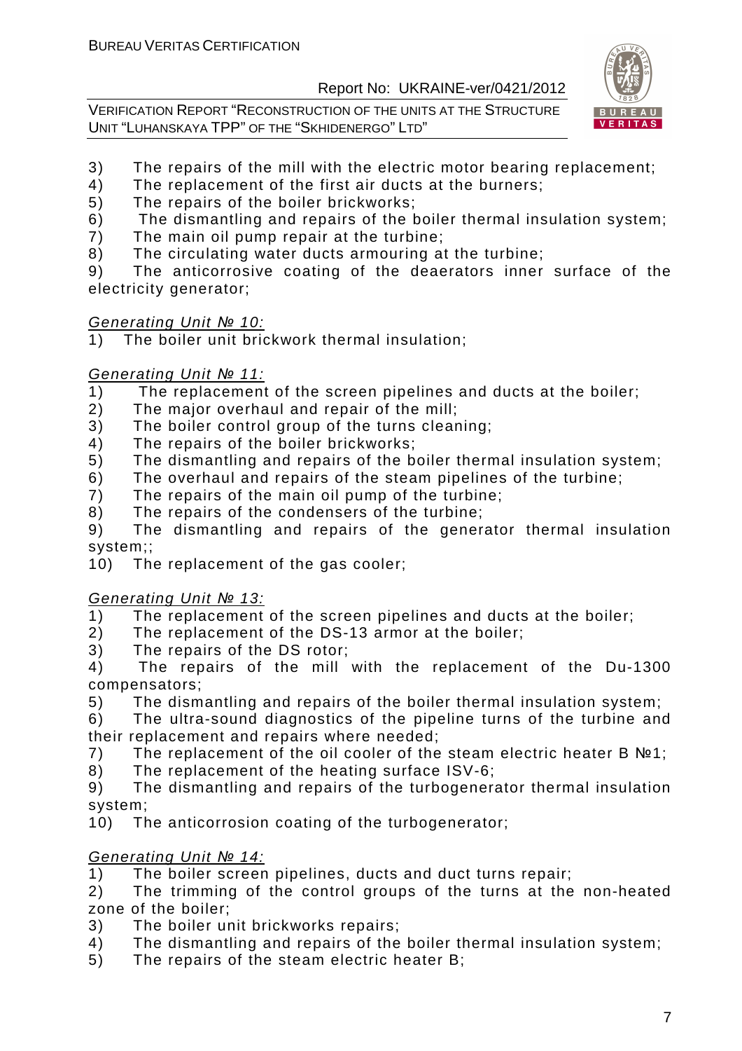3) The repairs of the mill with the electric motor bearing replacement;
4) The replacement of the first air ducts at the burners;
5) The repairs of the boiler brickworks;
6) The dismantling and repairs of the boiler thermal insulation system;
7) The main oil pump repair at the turbine;
8) The circulating water ducts armouring at the turbine;
9) The anticorrosive coating of the deaerators inner surface of the electricity generator;

*Generating Unit № 10:*

1) The boiler unit brickwork thermal insulation;

*Generating Unit № 11:*

1) The replacement of the screen pipelines and ducts at the boiler;
2) The major overhaul and repair of the mill;
3) The boiler control group of the turns cleaning;
4) The repairs of the boiler brickworks;
5) The dismantling and repairs of the boiler thermal insulation system;
6) The overhaul and repairs of the steam pipelines of the turbine;
7) The repairs of the main oil pump of the turbine;
8) The repairs of the condensers of the turbine;
9) The dismantling and repairs of the generator thermal insulation system;;
10) The replacement of the gas cooler;

*Generating Unit № 13:*

1) The replacement of the screen pipelines and ducts at the boiler;
2) The replacement of the DS-13 armor at the boiler;
3) The repairs of the DS rotor;
4) The repairs of the mill with the replacement of the Du-1300 compensators;
5) The dismantling and repairs of the boiler thermal insulation system;
6) The ultra-sound diagnostics of the pipeline turns of the turbine and their replacement and repairs where needed;
7) The replacement of the oil cooler of the steam electric heater B №1;
8) The replacement of the heating surface ISV-6;
9) The dismantling and repairs of the turbogenerator thermal insulation system;
10) The anticorrosion coating of the turbogenerator;

*Generating Unit № 14:*

1) The boiler screen pipelines, ducts and duct turns repair;
2) The trimming of the control groups of the turns at the non-heated zone of the boiler;
3) The boiler unit brickworks repairs;
4) The dismantling and repairs of the boiler thermal insulation system;
5) The repairs of the steam electric heater B;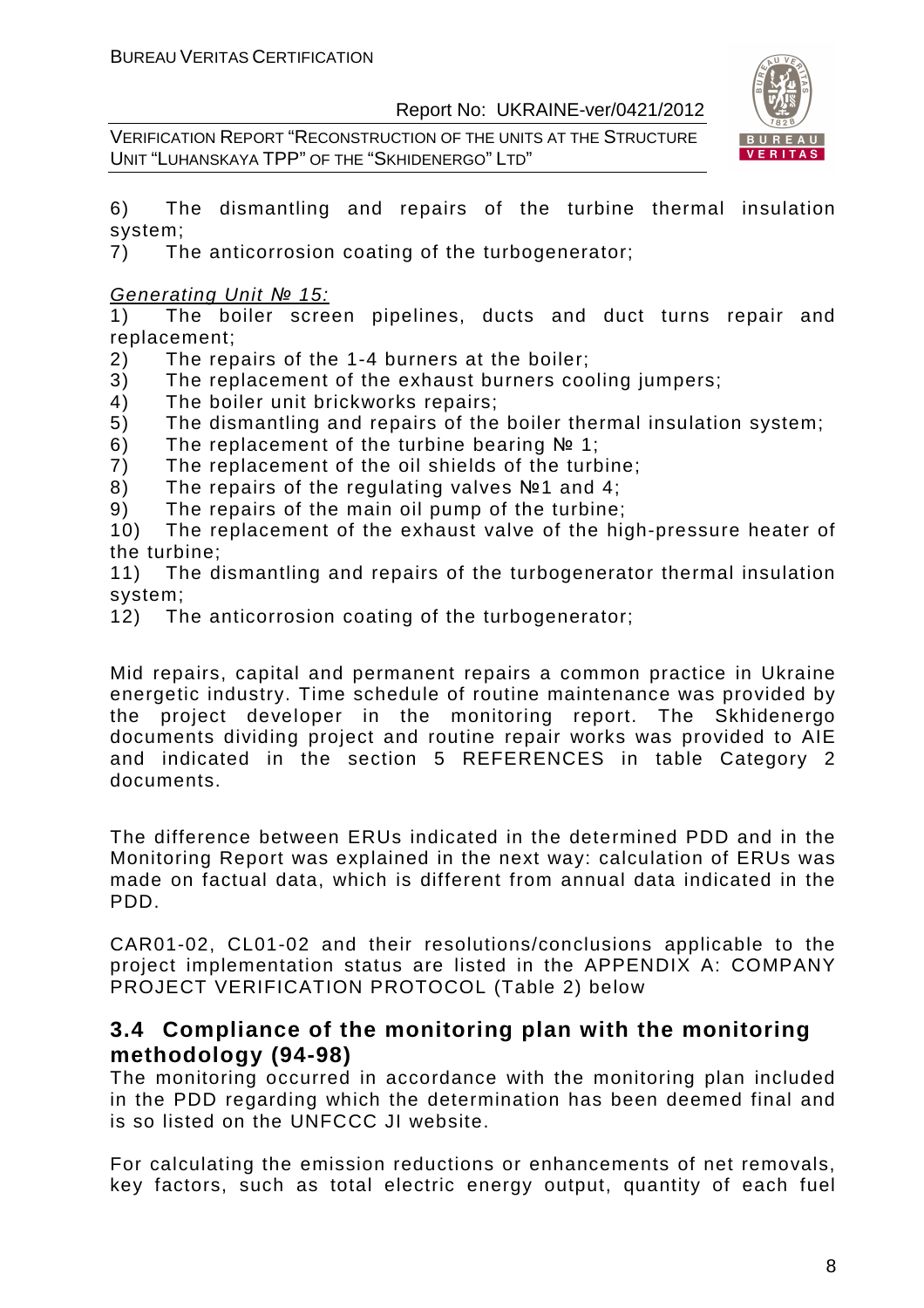6) The dismantling and repairs of the turbine thermal insulation system;
7) The anticorrosion coating of the turbogenerator;

*Generating Unit № 15:*

1) The boiler screen pipelines, ducts and duct turns repair and replacement;
2) The repairs of the 1-4 burners at the boiler;
3) The replacement of the exhaust burners cooling jumpers;
4) The boiler unit brickworks repairs;
5) The dismantling and repairs of the boiler thermal insulation system;
6) The replacement of the turbine bearing № 1;
7) The replacement of the oil shields of the turbine;
8) The repairs of the regulating valves №1 and 4;
9) The repairs of the main oil pump of the turbine;
10) The replacement of the exhaust valve of the high-pressure heater of the turbine;
11) The dismantling and repairs of the turbogenerator thermal insulation system;
12) The anticorrosion coating of the turbogenerator;

Mid repairs, capital and permanent repairs a common practice in Ukraine energetic industry. Time schedule of routine maintenance was provided by the project developer in the monitoring report. The Skhidenergo documents dividing project and routine repair works was provided to AIE and indicated in the section 5 REFERENCES in table Category 2 documents.

The difference between ERUs indicated in the determined PDD and in the Monitoring Report was explained in the next way: calculation of ERUs was made on factual data, which is different from annual data indicated in the PDD.

CAR01-02, CL01-02 and their resolutions/conclusions applicable to the project implementation status are listed in the APPENDIX A: COMPANY PROJECT VERIFICATION PROTOCOL (Table 2) below

## 3.4 Compliance of the monitoring plan with the monitoring methodology (94-98)

The monitoring occurred in accordance with the monitoring plan included in the PDD regarding which the determination has been deemed final and is so listed on the UNFCCC JI website.

For calculating the emission reductions or enhancements of net removals, key factors, such as total electric energy output, quantity of each fuel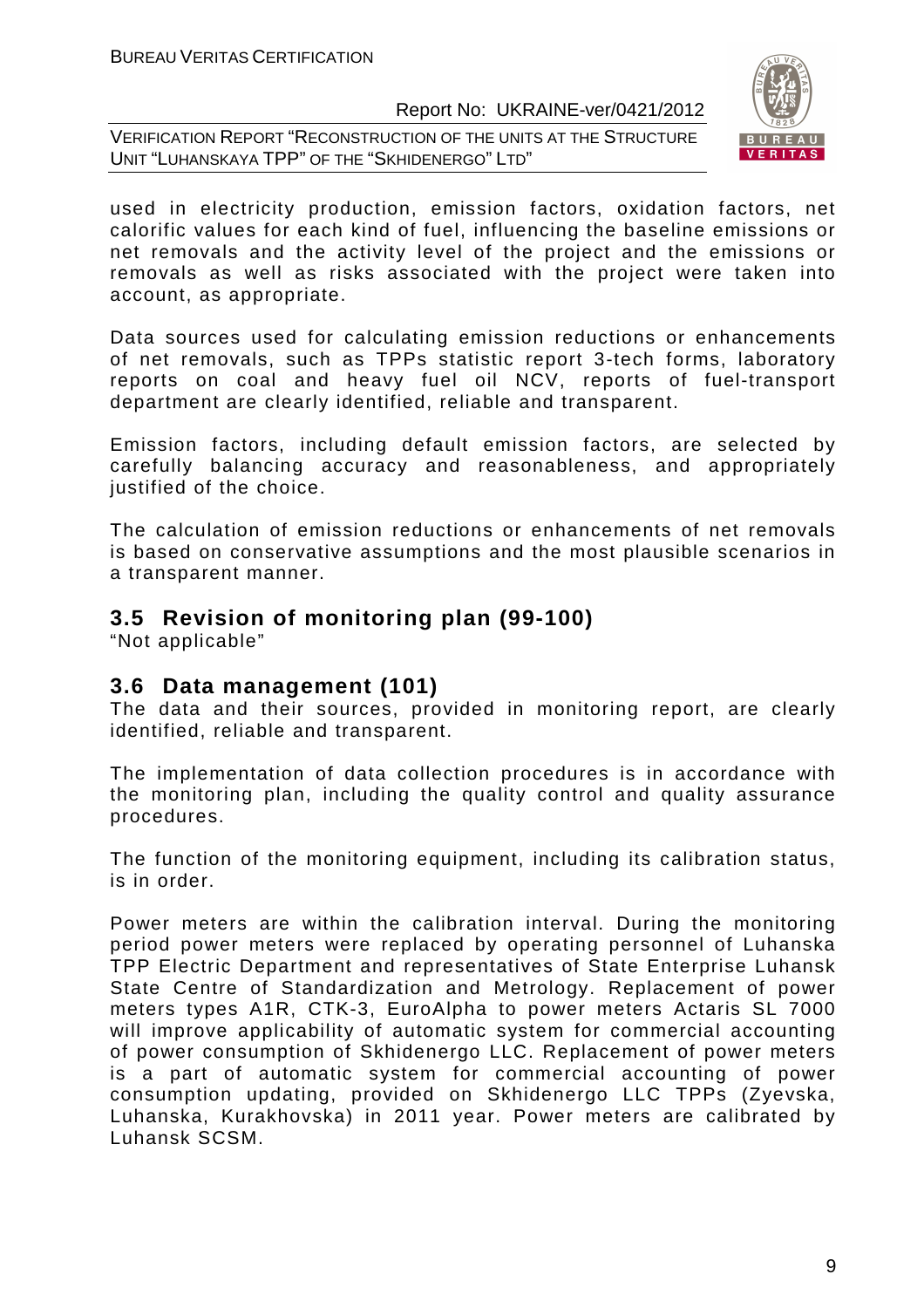used in electricity production, emission factors, oxidation factors, net calorific values for each kind of fuel, influencing the baseline emissions or net removals and the activity level of the project and the emissions or removals as well as risks associated with the project were taken into account, as appropriate.

Data sources used for calculating emission reductions or enhancements of net removals, such as TPPs statistic report 3-tech forms, laboratory reports on coal and heavy fuel oil NCV, reports of fuel-transport department are clearly identified, reliable and transparent.

Emission factors, including default emission factors, are selected by carefully balancing accuracy and reasonableness, and appropriately justified of the choice.

The calculation of emission reductions or enhancements of net removals is based on conservative assumptions and the most plausible scenarios in a transparent manner.

## 3.5 Revision of monitoring plan (99-100)

"Not applicable"

## 3.6 Data management (101)

The data and their sources, provided in monitoring report, are clearly identified, reliable and transparent.

The implementation of data collection procedures is in accordance with the monitoring plan, including the quality control and quality assurance procedures.

The function of the monitoring equipment, including its calibration status, is in order.

Power meters are within the calibration interval. During the monitoring period power meters were replaced by operating personnel of Luhanska TPP Electric Department and representatives of State Enterprise Luhansk State Centre of Standardization and Metrology. Replacement of power meters types A1R, CTK-3, EuroAlpha to power meters Actaris SL 7000 will improve applicability of automatic system for commercial accounting of power consumption of Skhidenergo LLC. Replacement of power meters is a part of automatic system for commercial accounting of power consumption updating, provided on Skhidenergo LLC TPPs (Zyevska, Luhanska, Kurakhovska) in 2011 year. Power meters are calibrated by Luhansk SCSM.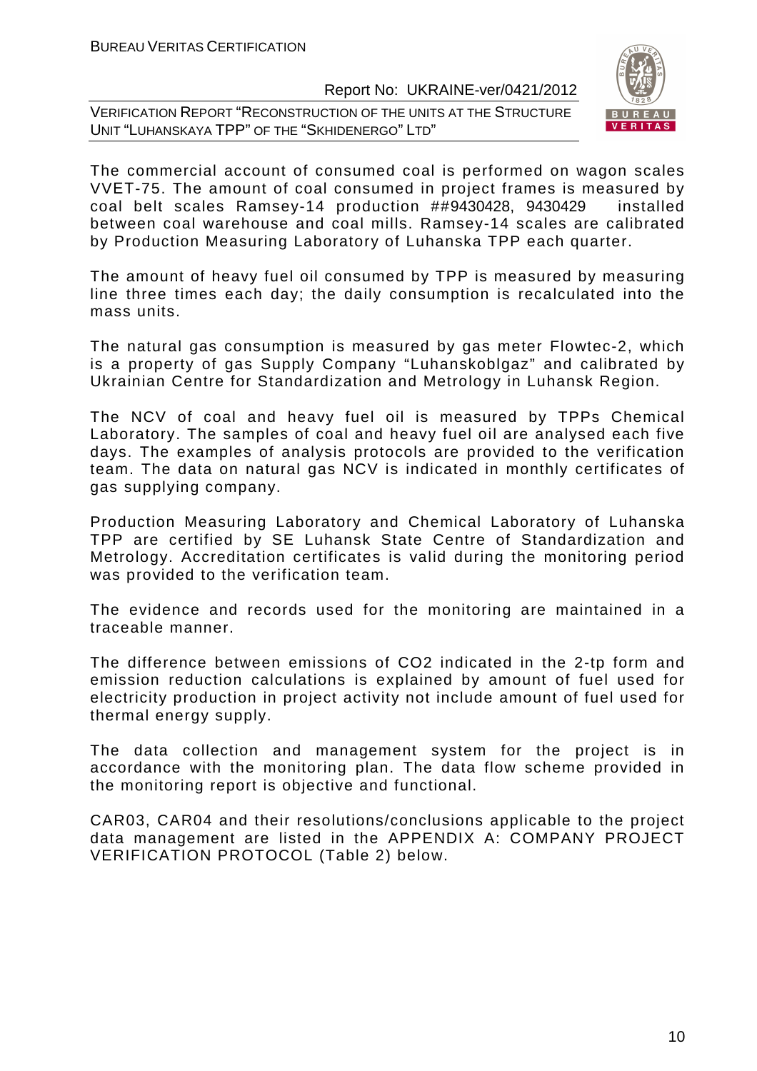The commercial account of consumed coal is performed on wagon scales VVET-75. The amount of coal consumed in project frames is measured by coal belt scales Ramsey-14 production ##9430428, 9430429 installed between coal warehouse and coal mills. Ramsey-14 scales are calibrated by Production Measuring Laboratory of Luhanska TPP each quarter.

The amount of heavy fuel oil consumed by TPP is measured by measuring line three times each day; the daily consumption is recalculated into the mass units.

The natural gas consumption is measured by gas meter Flowtec-2, which is a property of gas Supply Company "Luhanskoblgaz" and calibrated by Ukrainian Centre for Standardization and Metrology in Luhansk Region.

The NCV of coal and heavy fuel oil is measured by TPPs Chemical Laboratory. The samples of coal and heavy fuel oil are analysed each five days. The examples of analysis protocols are provided to the verification team. The data on natural gas NCV is indicated in monthly certificates of gas supplying company.

Production Measuring Laboratory and Chemical Laboratory of Luhanska TPP are certified by SE Luhansk State Centre of Standardization and Metrology. Accreditation certificates is valid during the monitoring period was provided to the verification team.

The evidence and records used for the monitoring are maintained in a traceable manner.

The difference between emissions of CO2 indicated in the 2-tp form and emission reduction calculations is explained by amount of fuel used for electricity production in project activity not include amount of fuel used for thermal energy supply.

The data collection and management system for the project is in accordance with the monitoring plan. The data flow scheme provided in the monitoring report is objective and functional.

CAR03, CAR04 and their resolutions/conclusions applicable to the project data management are listed in the APPENDIX A: COMPANY PROJECT VERIFICATION PROTOCOL (Table 2) below.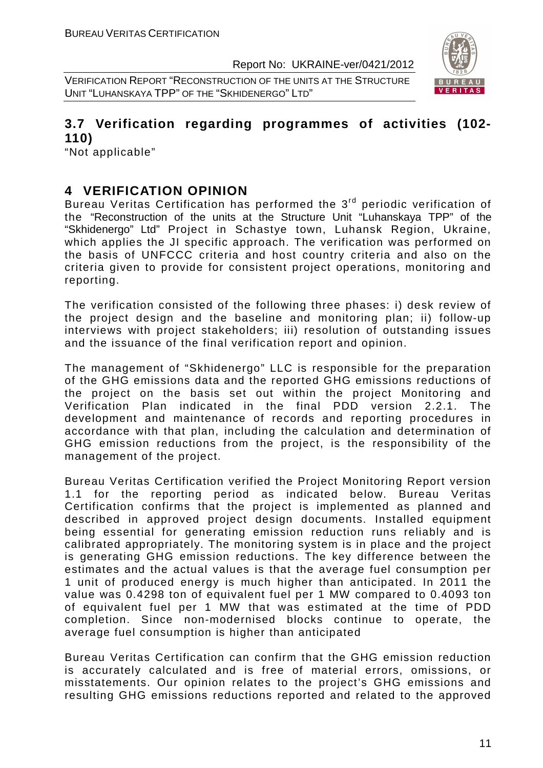## 3.7 Verification regarding programmes of activities (102-110)

"Not applicable"

# 4 VERIFICATION OPINION

Bureau Veritas Certification has performed the 3rd periodic verification of the "Reconstruction of the units at the Structure Unit "Luhanskaya TPP" of the "Skhidenergo" Ltd" Project in Schastye town, Luhansk Region, Ukraine, which applies the JI specific approach. The verification was performed on the basis of UNFCCC criteria and host country criteria and also on the criteria given to provide for consistent project operations, monitoring and reporting.

The verification consisted of the following three phases: i) desk review of the project design and the baseline and monitoring plan; ii) follow-up interviews with project stakeholders; iii) resolution of outstanding issues and the issuance of the final verification report and opinion.

The management of "Skhidenergo" LLC is responsible for the preparation of the GHG emissions data and the reported GHG emissions reductions of the project on the basis set out within the project Monitoring and Verification Plan indicated in the final PDD version 2.2.1. The development and maintenance of records and reporting procedures in accordance with that plan, including the calculation and determination of GHG emission reductions from the project, is the responsibility of the management of the project.

Bureau Veritas Certification verified the Project Monitoring Report version 1.1 for the reporting period as indicated below. Bureau Veritas Certification confirms that the project is implemented as planned and described in approved project design documents. Installed equipment being essential for generating emission reduction runs reliably and is calibrated appropriately. The monitoring system is in place and the project is generating GHG emission reductions. The key difference between the estimates and the actual values is that the average fuel consumption per 1 unit of produced energy is much higher than anticipated. In 2011 the value was 0.4298 ton of equivalent fuel per 1 MW compared to 0.4093 ton of equivalent fuel per 1 MW that was estimated at the time of PDD completion. Since non-modernised blocks continue to operate, the average fuel consumption is higher than anticipated

Bureau Veritas Certification can confirm that the GHG emission reduction is accurately calculated and is free of material errors, omissions, or misstatements. Our opinion relates to the project's GHG emissions and resulting GHG emissions reductions reported and related to the approved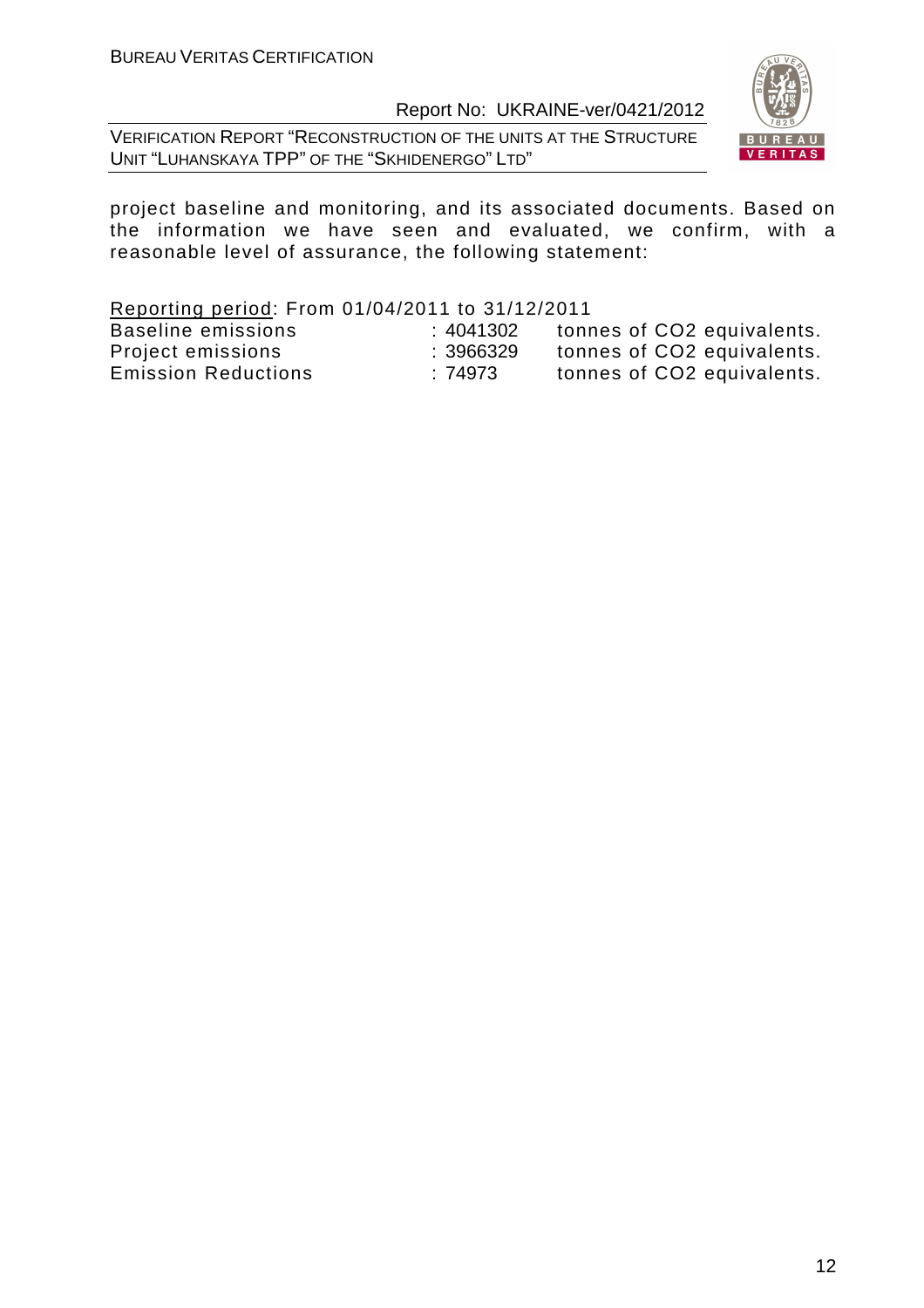project baseline and monitoring, and its associated documents. Based on the information we have seen and evaluated, we confirm, with a reasonable level of assurance, the following statement:

Reporting period: From 01/04/2011 to 31/12/2011

| | | |
|---|---|---|
| Baseline emissions | : 4041302 | tonnes of CO2 equivalents. |
| Project emissions | : 3966329 | tonnes of CO2 equivalents. |
| Emission Reductions | : 74973 | tonnes of CO2 equivalents. |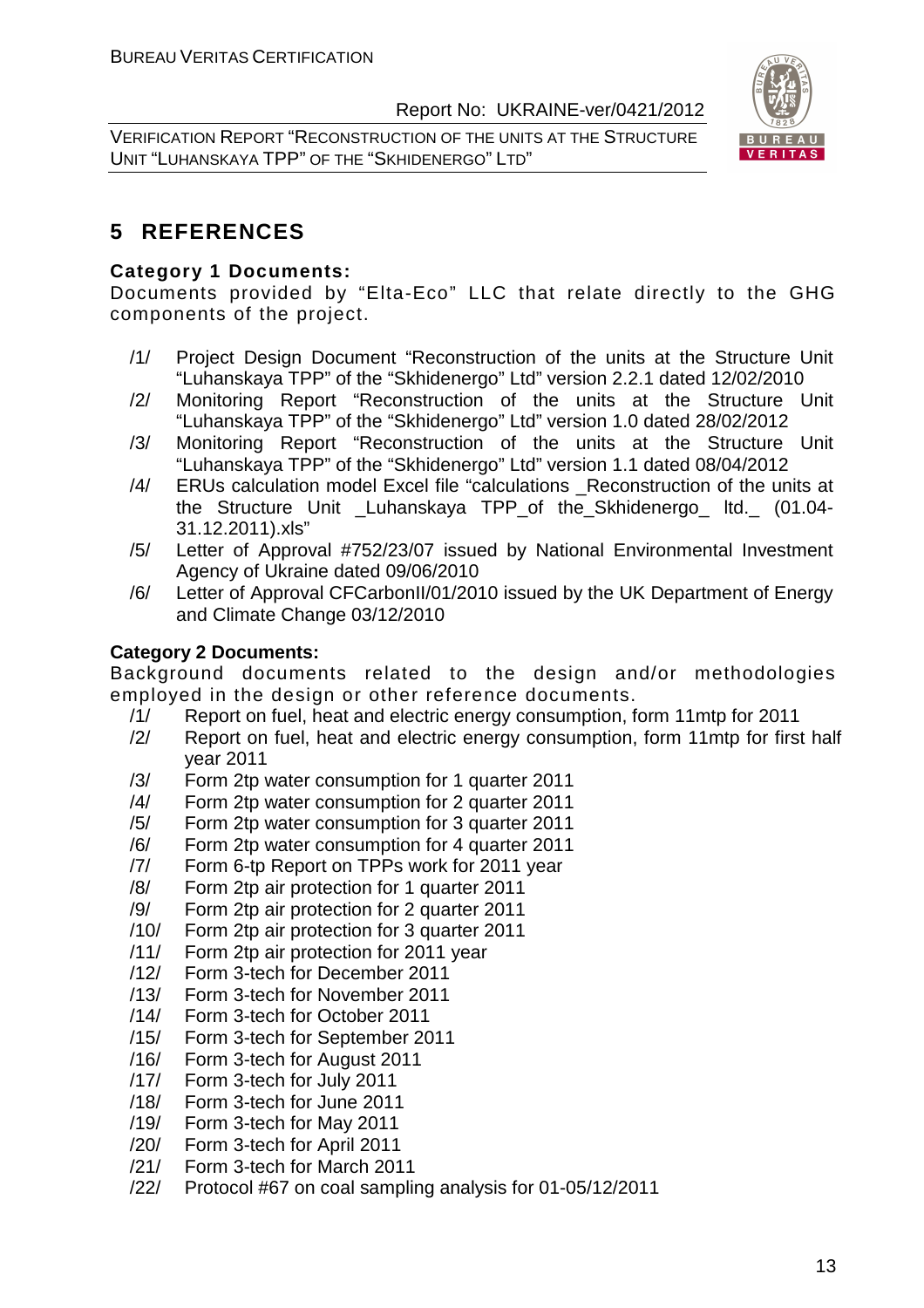# 5 REFERENCES

**Category 1 Documents:**

Documents provided by "Elta-Eco" LLC that relate directly to the GHG components of the project.

/1/ Project Design Document "Reconstruction of the units at the Structure Unit "Luhanskaya TPP" of the "Skhidenergo" Ltd" version 2.2.1 dated 12/02/2010

/2/ Monitoring Report "Reconstruction of the units at the Structure Unit "Luhanskaya TPP" of the "Skhidenergo" Ltd" version 1.0 dated 28/02/2012

/3/ Monitoring Report "Reconstruction of the units at the Structure Unit "Luhanskaya TPP" of the "Skhidenergo" Ltd" version 1.1 dated 08/04/2012

/4/ ERUs calculation model Excel file "calculations _Reconstruction of the units at the Structure Unit _Luhanskaya TPP_of the_Skhidenergo_ ltd._ (01.04-31.12.2011).xls"

/5/ Letter of Approval #752/23/07 issued by National Environmental Investment Agency of Ukraine dated 09/06/2010

/6/ Letter of Approval CFCarbonII/01/2010 issued by the UK Department of Energy and Climate Change 03/12/2010

**Category 2 Documents:**

Background documents related to the design and/or methodologies employed in the design or other reference documents.

/1/ Report on fuel, heat and electric energy consumption, form 11mtp for 2011

/2/ Report on fuel, heat and electric energy consumption, form 11mtp for first half year 2011

/3/ Form 2tp water consumption for 1 quarter 2011

/4/ Form 2tp water consumption for 2 quarter 2011

/5/ Form 2tp water consumption for 3 quarter 2011

/6/ Form 2tp water consumption for 4 quarter 2011

/7/ Form 6-tp Report on TPPs work for 2011 year

/8/ Form 2tp air protection for 1 quarter 2011

/9/ Form 2tp air protection for 2 quarter 2011

/10/ Form 2tp air protection for 3 quarter 2011

/11/ Form 2tp air protection for 2011 year

/12/ Form 3-tech for December 2011

/13/ Form 3-tech for November 2011

/14/ Form 3-tech for October 2011

/15/ Form 3-tech for September 2011

/16/ Form 3-tech for August 2011

/17/ Form 3-tech for July 2011

/18/ Form 3-tech for June 2011

/19/ Form 3-tech for May 2011

/20/ Form 3-tech for April 2011

/21/ Form 3-tech for March 2011

/22/ Protocol #67 on coal sampling analysis for 01-05/12/2011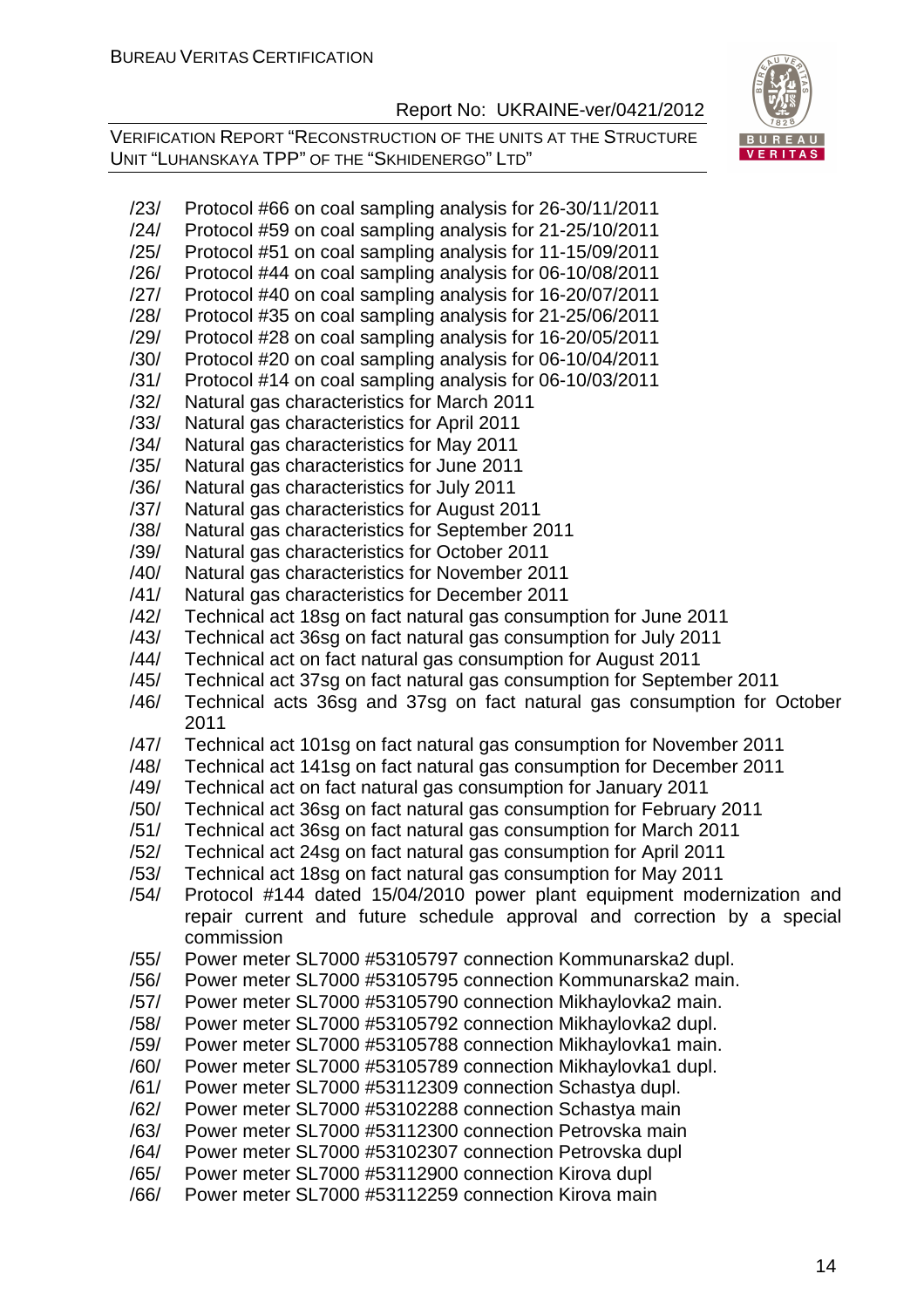/23/ Protocol #66 on coal sampling analysis for 26-30/11/2011
/24/ Protocol #59 on coal sampling analysis for 21-25/10/2011
/25/ Protocol #51 on coal sampling analysis for 11-15/09/2011
/26/ Protocol #44 on coal sampling analysis for 06-10/08/2011
/27/ Protocol #40 on coal sampling analysis for 16-20/07/2011
/28/ Protocol #35 on coal sampling analysis for 21-25/06/2011
/29/ Protocol #28 on coal sampling analysis for 16-20/05/2011
/30/ Protocol #20 on coal sampling analysis for 06-10/04/2011
/31/ Protocol #14 on coal sampling analysis for 06-10/03/2011
/32/ Natural gas characteristics for March 2011
/33/ Natural gas characteristics for April 2011
/34/ Natural gas characteristics for May 2011
/35/ Natural gas characteristics for June 2011
/36/ Natural gas characteristics for July 2011
/37/ Natural gas characteristics for August 2011
/38/ Natural gas characteristics for September 2011
/39/ Natural gas characteristics for October 2011
/40/ Natural gas characteristics for November 2011
/41/ Natural gas characteristics for December 2011
/42/ Technical act 18sg on fact natural gas consumption for June 2011
/43/ Technical act 36sg on fact natural gas consumption for July 2011
/44/ Technical act on fact natural gas consumption for August 2011
/45/ Technical act 37sg on fact natural gas consumption for September 2011
/46/ Technical acts 36sg and 37sg on fact natural gas consumption for October 2011
/47/ Technical act 101sg on fact natural gas consumption for November 2011
/48/ Technical act 141sg on fact natural gas consumption for December 2011
/49/ Technical act on fact natural gas consumption for January 2011
/50/ Technical act 36sg on fact natural gas consumption for February 2011
/51/ Technical act 36sg on fact natural gas consumption for March 2011
/52/ Technical act 24sg on fact natural gas consumption for April 2011
/53/ Technical act 18sg on fact natural gas consumption for May 2011
/54/ Protocol #144 dated 15/04/2010 power plant equipment modernization and repair current and future schedule approval and correction by a special commission
/55/ Power meter SL7000 #53105797 connection Kommunarska2 dupl.
/56/ Power meter SL7000 #53105795 connection Kommunarska2 main.
/57/ Power meter SL7000 #53105790 connection Mikhaylovka2 main.
/58/ Power meter SL7000 #53105792 connection Mikhaylovka2 dupl.
/59/ Power meter SL7000 #53105788 connection Mikhaylovka1 main.
/60/ Power meter SL7000 #53105789 connection Mikhaylovka1 dupl.
/61/ Power meter SL7000 #53112309 connection Schastya dupl.
/62/ Power meter SL7000 #53102288 connection Schastya main
/63/ Power meter SL7000 #53112300 connection Petrovska main
/64/ Power meter SL7000 #53102307 connection Petrovska dupl
/65/ Power meter SL7000 #53112900 connection Kirova dupl
/66/ Power meter SL7000 #53112259 connection Kirova main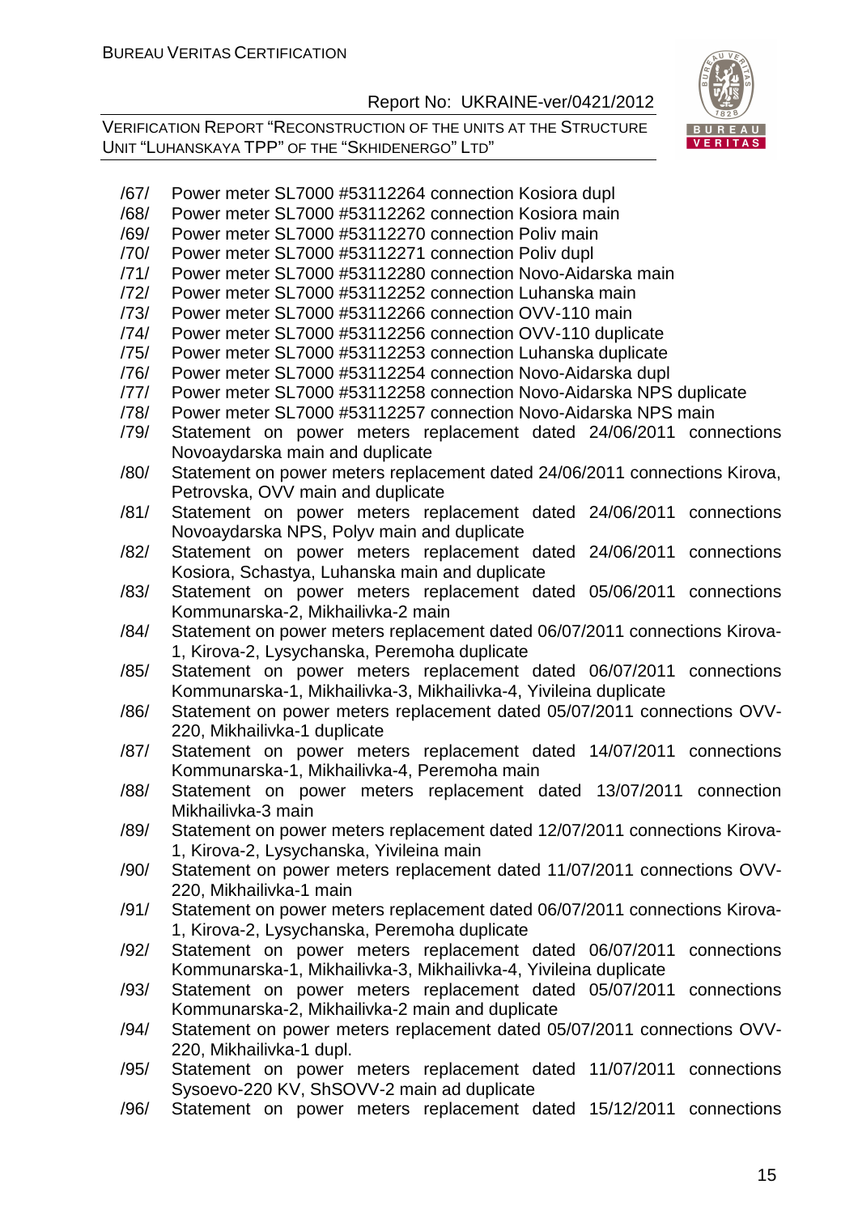/67/ Power meter SL7000 #53112264 connection Kosiora dupl

/68/ Power meter SL7000 #53112262 connection Kosiora main

/69/ Power meter SL7000 #53112270 connection Poliv main

/70/ Power meter SL7000 #53112271 connection Poliv dupl

/71/ Power meter SL7000 #53112280 connection Novo-Aidarska main

/72/ Power meter SL7000 #53112252 connection Luhanska main

/73/ Power meter SL7000 #53112266 connection OVV-110 main

/74/ Power meter SL7000 #53112256 connection OVV-110 duplicate

/75/ Power meter SL7000 #53112253 connection Luhanska duplicate

/76/ Power meter SL7000 #53112254 connection Novo-Aidarska dupl

/77/ Power meter SL7000 #53112258 connection Novo-Aidarska NPS duplicate

/78/ Power meter SL7000 #53112257 connection Novo-Aidarska NPS main

/79/ Statement on power meters replacement dated 24/06/2011 connections Novoaydarska main and duplicate

/80/ Statement on power meters replacement dated 24/06/2011 connections Kirova, Petrovska, OVV main and duplicate

/81/ Statement on power meters replacement dated 24/06/2011 connections Novoaydarska NPS, Polyv main and duplicate

/82/ Statement on power meters replacement dated 24/06/2011 connections Kosiora, Schastya, Luhanska main and duplicate

/83/ Statement on power meters replacement dated 05/06/2011 connections Kommunarska-2, Mikhailivka-2 main

/84/ Statement on power meters replacement dated 06/07/2011 connections Kirova-1, Kirova-2, Lysychanska, Peremoha duplicate

/85/ Statement on power meters replacement dated 06/07/2011 connections Kommunarska-1, Mikhailivka-3, Mikhailivka-4, Yivileina duplicate

/86/ Statement on power meters replacement dated 05/07/2011 connections OVV-220, Mikhailivka-1 duplicate

/87/ Statement on power meters replacement dated 14/07/2011 connections Kommunarska-1, Mikhailivka-4, Peremoha main

/88/ Statement on power meters replacement dated 13/07/2011 connection Mikhailivka-3 main

/89/ Statement on power meters replacement dated 12/07/2011 connections Kirova-1, Kirova-2, Lysychanska, Yivileina main

/90/ Statement on power meters replacement dated 11/07/2011 connections OVV-220, Mikhailivka-1 main

/91/ Statement on power meters replacement dated 06/07/2011 connections Kirova-1, Kirova-2, Lysychanska, Peremoha duplicate

/92/ Statement on power meters replacement dated 06/07/2011 connections Kommunarska-1, Mikhailivka-3, Mikhailivka-4, Yivileina duplicate

/93/ Statement on power meters replacement dated 05/07/2011 connections Kommunarska-2, Mikhailivka-2 main and duplicate

/94/ Statement on power meters replacement dated 05/07/2011 connections OVV-220, Mikhailivka-1 dupl.

/95/ Statement on power meters replacement dated 11/07/2011 connections Sysoevo-220 KV, ShSOVV-2 main ad duplicate

/96/ Statement on power meters replacement dated 15/12/2011 connections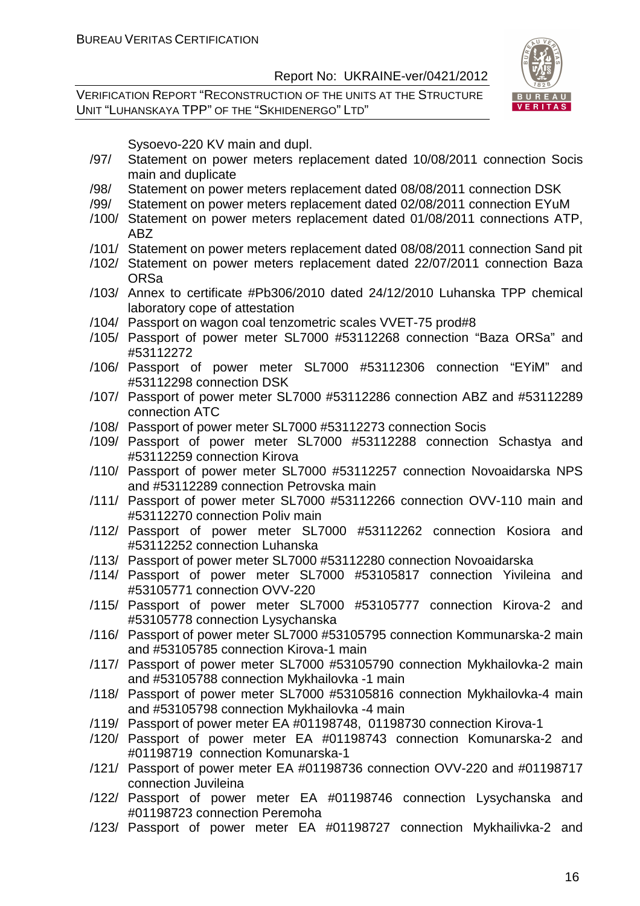Sysoevo-220 KV main and dupl.

/97/ Statement on power meters replacement dated 10/08/2011 connection Socis main and duplicate

/98/ Statement on power meters replacement dated 08/08/2011 connection DSK

/99/ Statement on power meters replacement dated 02/08/2011 connection EYuM

/100/ Statement on power meters replacement dated 01/08/2011 connections ATP, ABZ

/101/ Statement on power meters replacement dated 08/08/2011 connection Sand pit

/102/ Statement on power meters replacement dated 22/07/2011 connection Baza ORSa

/103/ Annex to certificate #Pb306/2010 dated 24/12/2010 Luhanska TPP chemical laboratory cope of attestation

/104/ Passport on wagon coal tenzometric scales VVET-75 prod#8

/105/ Passport of power meter SL7000 #53112268 connection "Baza ORSa" and #53112272

/106/ Passport of power meter SL7000 #53112306 connection "EYiM" and #53112298 connection DSK

/107/ Passport of power meter SL7000 #53112286 connection ABZ and #53112289 connection ATC

/108/ Passport of power meter SL7000 #53112273 connection Socis

/109/ Passport of power meter SL7000 #53112288 connection Schastya and #53112259 connection Kirova

/110/ Passport of power meter SL7000 #53112257 connection Novoaidarska NPS and #53112289 connection Petrovska main

/111/ Passport of power meter SL7000 #53112266 connection OVV-110 main and #53112270 connection Poliv main

/112/ Passport of power meter SL7000 #53112262 connection Kosiora and #53112252 connection Luhanska

/113/ Passport of power meter SL7000 #53112280 connection Novoaidarska

/114/ Passport of power meter SL7000 #53105817 connection Yivileina and #53105771 connection OVV-220

/115/ Passport of power meter SL7000 #53105777 connection Kirova-2 and #53105778 connection Lysychanska

/116/ Passport of power meter SL7000 #53105795 connection Kommunarska-2 main and #53105785 connection Kirova-1 main

/117/ Passport of power meter SL7000 #53105790 connection Mykhailovka-2 main and #53105788 connection Mykhailovka -1 main

/118/ Passport of power meter SL7000 #53105816 connection Mykhailovka-4 main and #53105798 connection Mykhailovka -4 main

/119/ Passport of power meter EA #01198748, 01198730 connection Kirova-1

/120/ Passport of power meter EA #01198743 connection Komunarska-2 and #01198719 connection Komunarska-1

/121/ Passport of power meter EA #01198736 connection OVV-220 and #01198717 connection Juvileina

/122/ Passport of power meter EA #01198746 connection Lysychanska and #01198723 connection Peremoha

/123/ Passport of power meter EA #01198727 connection Mykhailivka-2 and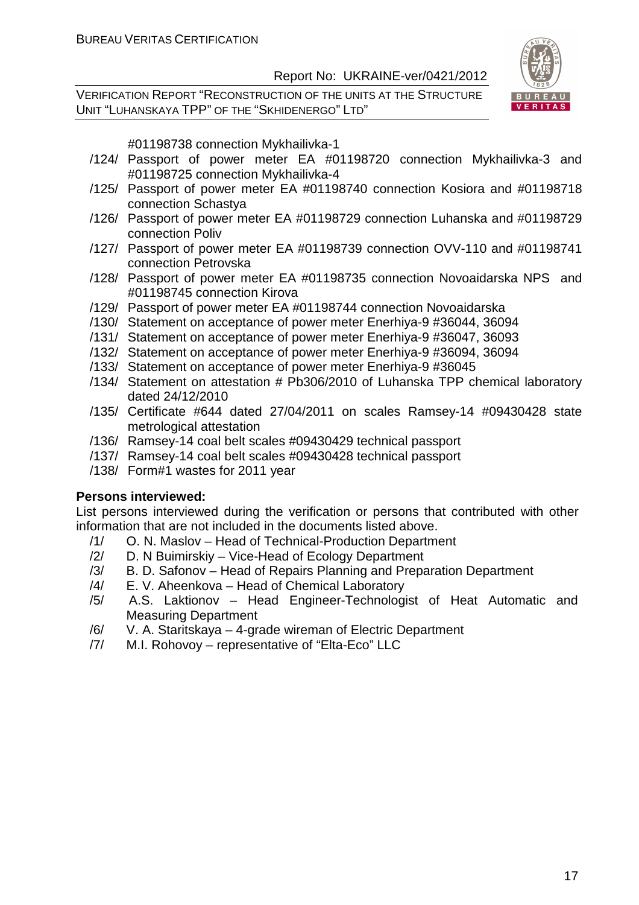#01198738 connection Mykhailivka-1

/124/ Passport of power meter EA #01198720 connection Mykhailivka-3 and #01198725 connection Mykhailivka-4

/125/ Passport of power meter EA #01198740 connection Kosiora and #01198718 connection Schastya

/126/ Passport of power meter EA #01198729 connection Luhanska and #01198729 connection Poliv

/127/ Passport of power meter EA #01198739 connection OVV-110 and #01198741 connection Petrovska

/128/ Passport of power meter EA #01198735 connection Novoaidarska NPS and #01198745 connection Kirova

/129/ Passport of power meter EA #01198744 connection Novoaidarska

/130/ Statement on acceptance of power meter Enerhiya-9 #36044, 36094

/131/ Statement on acceptance of power meter Enerhiya-9 #36047, 36093

/132/ Statement on acceptance of power meter Enerhiya-9 #36094, 36094

/133/ Statement on acceptance of power meter Enerhiya-9 #36045

/134/ Statement on attestation # Pb306/2010 of Luhanska TPP chemical laboratory dated 24/12/2010

/135/ Certificate #644 dated 27/04/2011 on scales Ramsey-14 #09430428 state metrological attestation

/136/ Ramsey-14 coal belt scales #09430429 technical passport

/137/ Ramsey-14 coal belt scales #09430428 technical passport

/138/ Form#1 wastes for 2011 year

**Persons interviewed:**

List persons interviewed during the verification or persons that contributed with other information that are not included in the documents listed above.

/1/ O. N. Maslov – Head of Technical-Production Department

/2/ D. N Buimirskiy – Vice-Head of Ecology Department

/3/ B. D. Safonov – Head of Repairs Planning and Preparation Department

/4/ E. V. Aheenkova – Head of Chemical Laboratory

/5/ A.S. Laktionov – Head Engineer-Technologist of Heat Automatic and Measuring Department

/6/ V. A. Staritskaya – 4-grade wireman of Electric Department

/7/ M.I. Rohovoy – representative of “Elta-Eco” LLC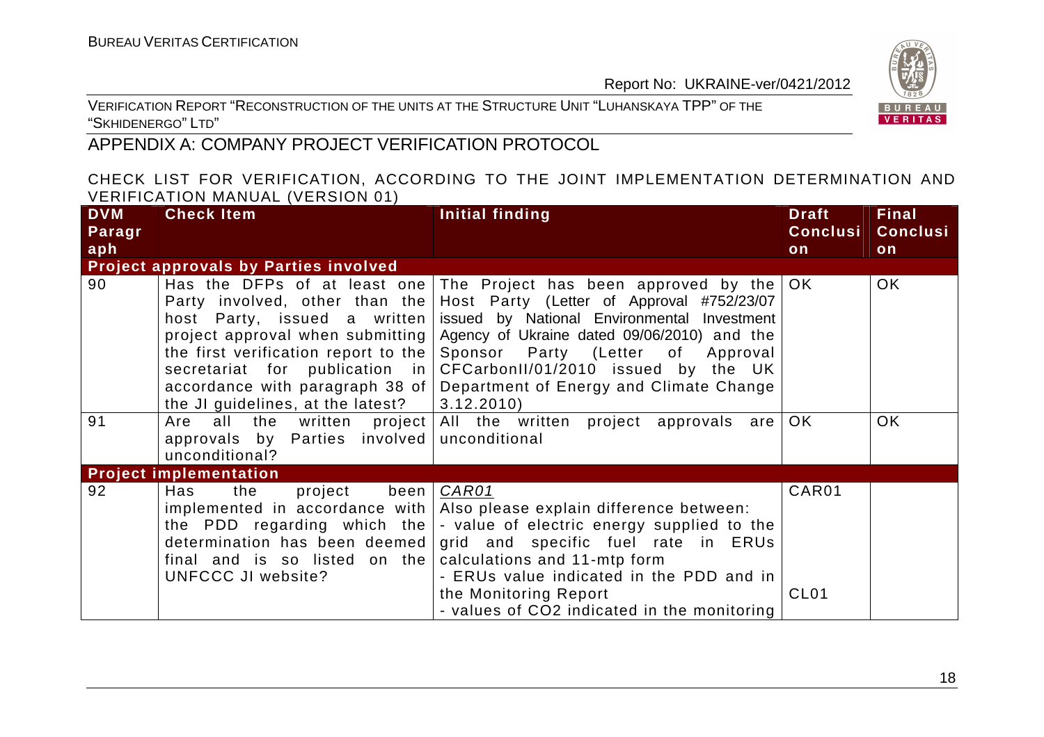## APPENDIX A: COMPANY PROJECT VERIFICATION PROTOCOL

CHECK LIST FOR VERIFICATION, ACCORDING TO THE JOINT IMPLEMENTATION DETERMINATION AND VERIFICATION MANUAL (VERSION 01)

| DVM Paragraph | Check Item | Initial finding | Draft Conclusion | Final Conclusion |
|---|---|---|---|---|
| **Project approvals by Parties involved** | | | | |
| 90 | Has the DFPs of at least one Party involved, other than the host Party, issued a written project approval when submitting the first verification report to the secretariat for publication in accordance with paragraph 38 of the JI guidelines, at the latest? | The Project has been approved by the Host Party (Letter of Approval #752/23/07 issued by National Environmental Investment Agency of Ukraine dated 09/06/2010) and the Sponsor Party (Letter of Approval CFCarbonII/01/2010 issued by the UK Department of Energy and Climate Change 3.12.2010) | OK | OK |
| 91 | Are all the written project approvals by Parties involved unconditional? | All the written project approvals are unconditional | OK | OK |
| **Project implementation** | | | | |
| 92 | Has the project been implemented in accordance with the PDD regarding which the determination has been deemed final and is so listed on the UNFCCC JI website? | *CAR01*<br>Also please explain difference between:<br>- value of electric energy supplied to the grid and specific fuel rate in ERUs calculations and 11-mtp form<br>- ERUs value indicated in the PDD and in the Monitoring Report<br>- values of CO2 indicated in the monitoring | CAR01<br><br><br><br><br>CL01 | |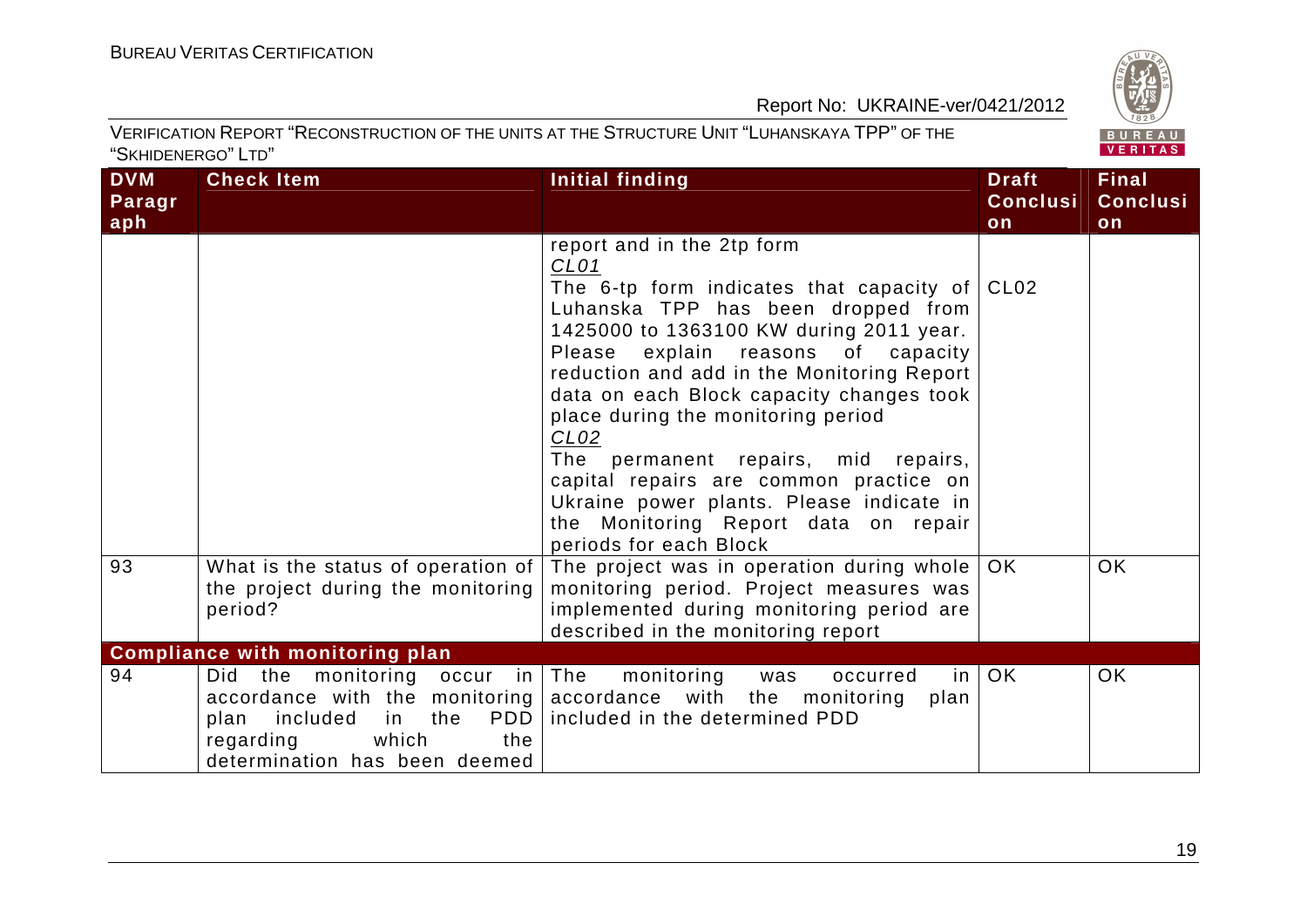| DVM Paragraph | Check Item | Initial finding | Draft Conclusion | Final Conclusion |
|---|---|---|---|---|
| | | report and in the 2tp form <br> *CL01* <br> The 6-tp form indicates that capacity of Luhanska TPP has been dropped from 1425000 to 1363100 KW during 2011 year. Please explain reasons of capacity reduction and add in the Monitoring Report data on each Block capacity changes took place during the monitoring period <br> *CL02* <br> The permanent repairs, mid repairs, capital repairs are common practice on Ukraine power plants. Please indicate in the Monitoring Report data on repair periods for each Block | CL02 | |
| 93 | What is the status of operation of the project during the monitoring period? | The project was in operation during whole monitoring period. Project measures was implemented during monitoring period are described in the monitoring report | OK | OK |
| **Compliance with monitoring plan** | | | | |
| 94 | Did the monitoring occur in accordance with the monitoring plan included in the PDD regarding which the determination has been deemed | The monitoring was occurred in accordance with the monitoring plan included in the determined PDD | OK | OK |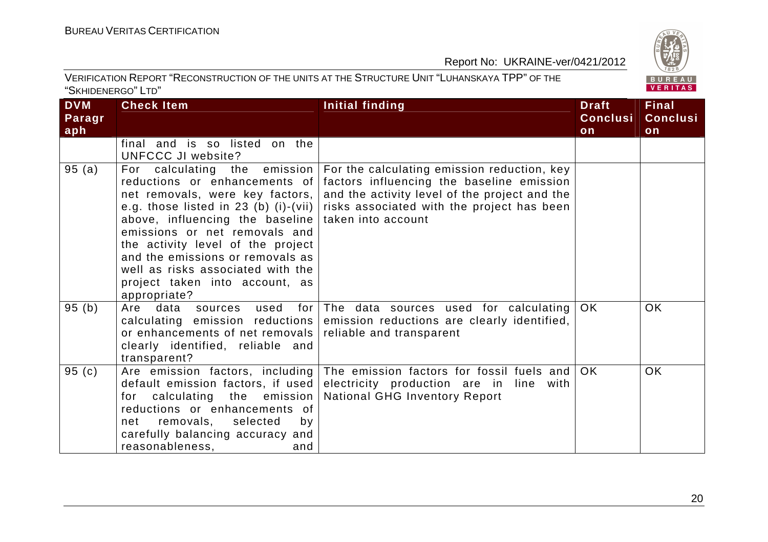| DVM Paragraph | Check Item | Initial finding | Draft Conclusion | Final Conclusion |
|---|---|---|---|---|
| | final and is so listed on the UNFCCC JI website? | | | |
| 95 (a) | For calculating the emission reductions or enhancements of net removals, were key factors, e.g. those listed in 23 (b) (i)-(vii) above, influencing the baseline emissions or net removals and the activity level of the project and the emissions or removals as well as risks associated with the project taken into account, as appropriate? | For the calculating emission reduction, key factors influencing the baseline emission and the activity level of the project and the risks associated with the project has been taken into account | | |
| 95 (b) | Are data sources used for calculating emission reductions or enhancements of net removals clearly identified, reliable and transparent? | The data sources used for calculating emission reductions are clearly identified, reliable and transparent | OK | OK |
| 95 (c) | Are emission factors, including default emission factors, if used for calculating the emission reductions or enhancements of net removals, selected by carefully balancing accuracy and reasonableness, and | The emission factors for fossil fuels and electricity production are in line with National GHG Inventory Report | OK | OK |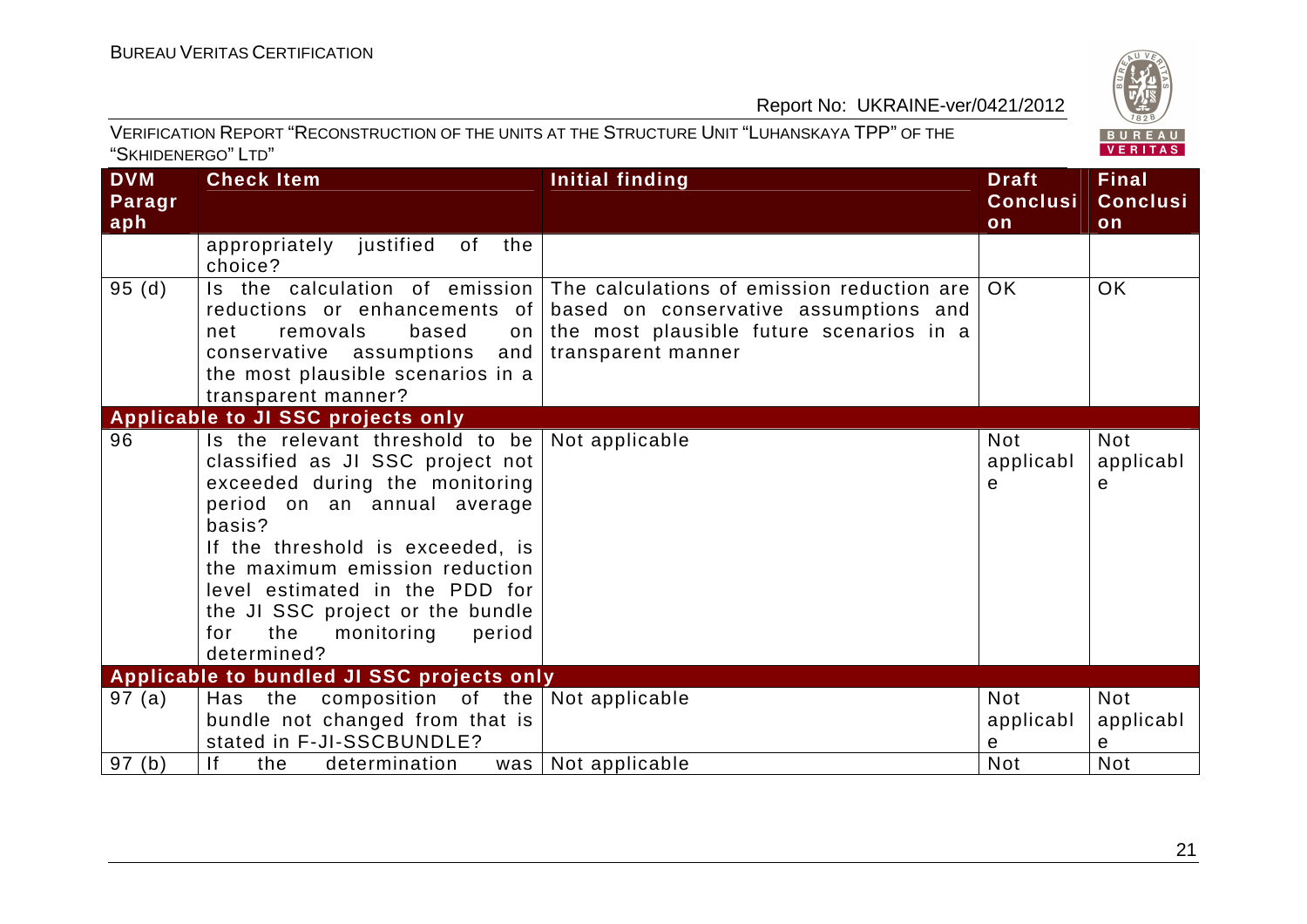| DVM Paragraph | Check Item | Initial finding | Draft Conclusion | Final Conclusion |
|---|---|---|---|---|
| | appropriately justified of the choice? | | | |
| 95 (d) | Is the calculation of emission reductions or enhancements of net removals based on conservative assumptions and the most plausible scenarios in a transparent manner? | The calculations of emission reduction are based on conservative assumptions and the most plausible future scenarios in a transparent manner | OK | OK |
| **Applicable to JI SSC projects only** | | | | |
| 96 | Is the relevant threshold to be classified as JI SSC project not exceeded during the monitoring period on an annual average basis?<br>If the threshold is exceeded, is the maximum emission reduction level estimated in the PDD for the JI SSC project or the bundle for the monitoring period determined? | Not applicable | Not applicable | Not applicable |
| **Applicable to bundled JI SSC projects only** | | | | |
| 97 (a) | Has the composition of the bundle not changed from that is stated in F-JI-SSCBUNDLE? | Not applicable | Not applicable | Not applicable |
| 97 (b) | If the determination was | Not applicable | Not | Not |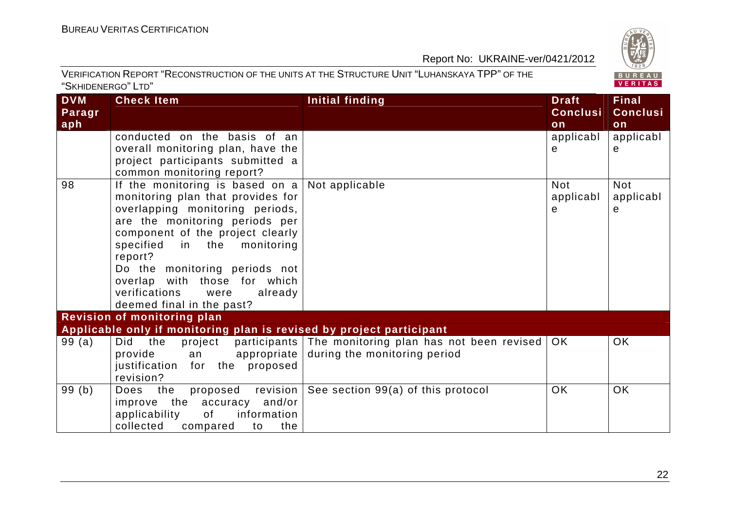| DVM Paragraph | Check Item | Initial finding | Draft Conclusion | Final Conclusion |
|---|---|---|---|---|
| | conducted on the basis of an overall monitoring plan, have the project participants submitted a common monitoring report? | | applicable | applicable |
| 98 | If the monitoring is based on a monitoring plan that provides for overlapping monitoring periods, are the monitoring periods per component of the project clearly specified in the monitoring report? Do the monitoring periods not overlap with those for which verifications were already deemed final in the past? | Not applicable | Not applicable | Not applicable |
| **Revision of monitoring plan** | | | | |
| **Applicable only if monitoring plan is revised by project participant** | | | | |
| 99 (a) | Did the project participants provide an appropriate justification for the proposed revision? | The monitoring plan has not been revised during the monitoring period | OK | OK |
| 99 (b) | Does the proposed revision improve the accuracy and/or applicability of information collected compared to the | See section 99(a) of this protocol | OK | OK |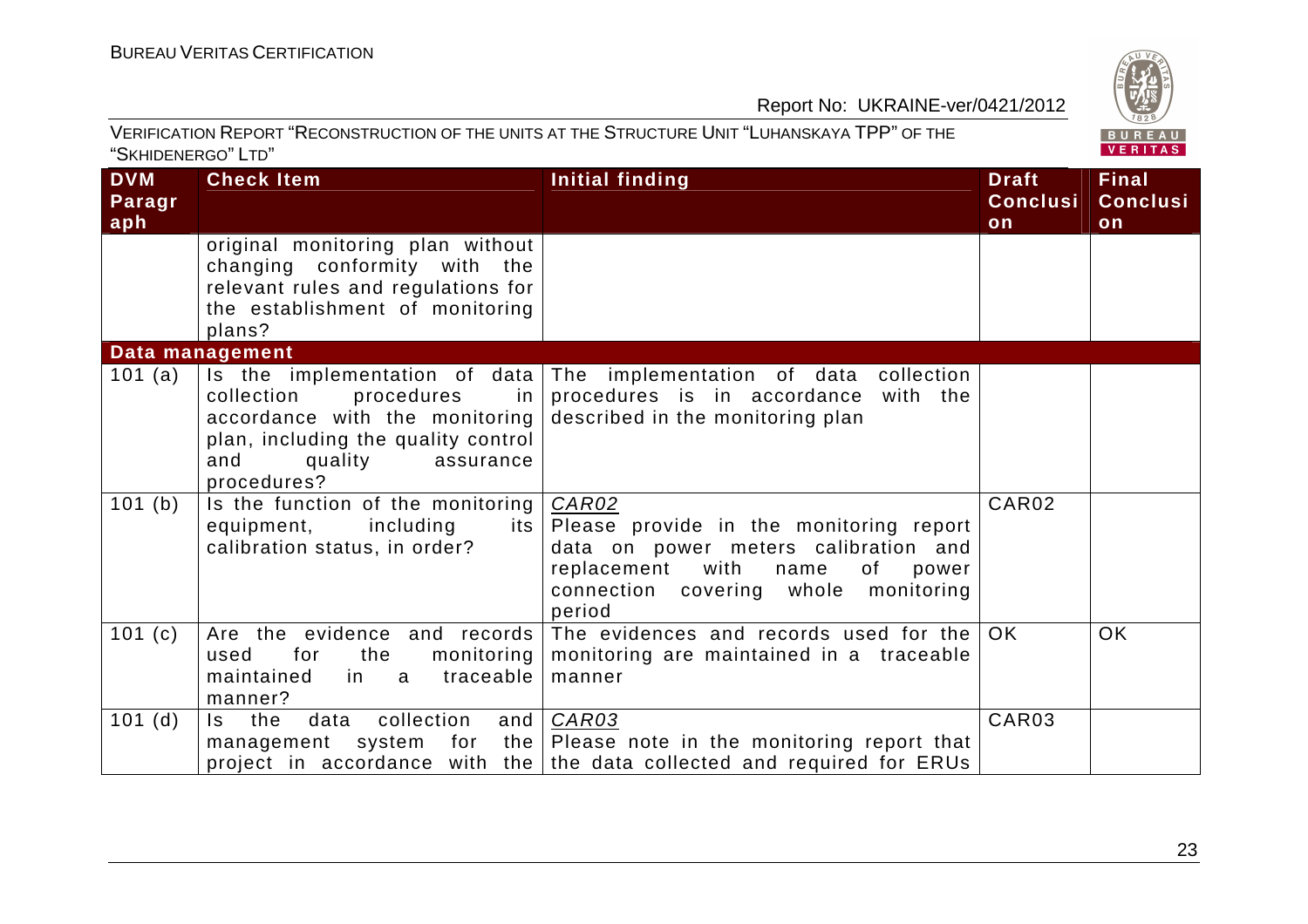| DVM Paragraph | Check Item | Initial finding | Draft Conclusion | Final Conclusion |
|---|---|---|---|---|
| | original monitoring plan without changing conformity with the relevant rules and regulations for the establishment of monitoring plans? | | | |
| **Data management** | | | | |
| 101 (a) | Is the implementation of data collection procedures in accordance with the monitoring plan, including the quality control and quality assurance procedures? | The implementation of data collection procedures is in accordance with the described in the monitoring plan | | |
| 101 (b) | Is the function of the monitoring equipment, including its calibration status, in order? | CAR02<br>Please provide in the monitoring report data on power meters calibration and replacement with name of power connection covering whole monitoring period | CAR02 | |
| 101 (c) | Are the evidence and records used for the monitoring maintained in a traceable manner? | The evidences and records used for the monitoring are maintained in a traceable manner | OK | OK |
| 101 (d) | Is the data collection and management system for the project in accordance with the | CAR03<br>Please note in the monitoring report that the data collected and required for ERUs | CAR03 | |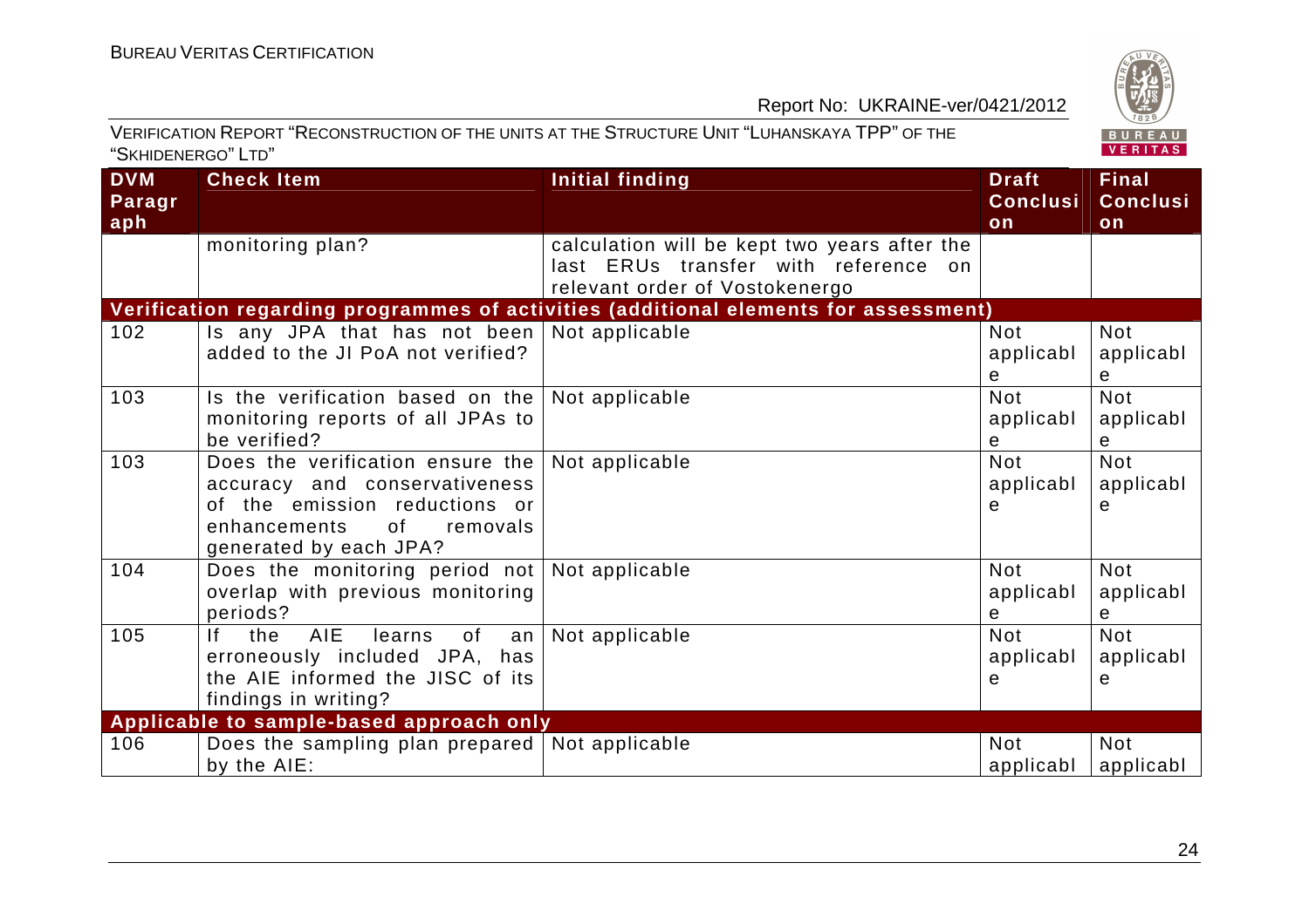| DVM Paragraph | Check Item | Initial finding | Draft Conclusion | Final Conclusion |
|---|---|---|---|---|
| | monitoring plan? | calculation will be kept two years after the last ERUs transfer with reference on relevant order of Vostokenergo | | |
| **Verification regarding programmes of activities (additional elements for assessment)** | | | | |
| 102 | Is any JPA that has not been added to the JI PoA not verified? | Not applicable | Not applicable | Not applicable |
| 103 | Is the verification based on the monitoring reports of all JPAs to be verified? | Not applicable | Not applicable | Not applicable |
| 103 | Does the verification ensure the accuracy and conservativeness of the emission reductions or enhancements of removals generated by each JPA? | Not applicable | Not applicable | Not applicable |
| 104 | Does the monitoring period not overlap with previous monitoring periods? | Not applicable | Not applicable | Not applicable |
| 105 | If the AIE learns of an erroneously included JPA, has the AIE informed the JISC of its findings in writing? | Not applicable | Not applicable | Not applicable |
| **Applicable to sample-based approach only** | | | | |
| 106 | Does the sampling plan prepared by the AIE: | Not applicable | Not applicabl | Not applicabl |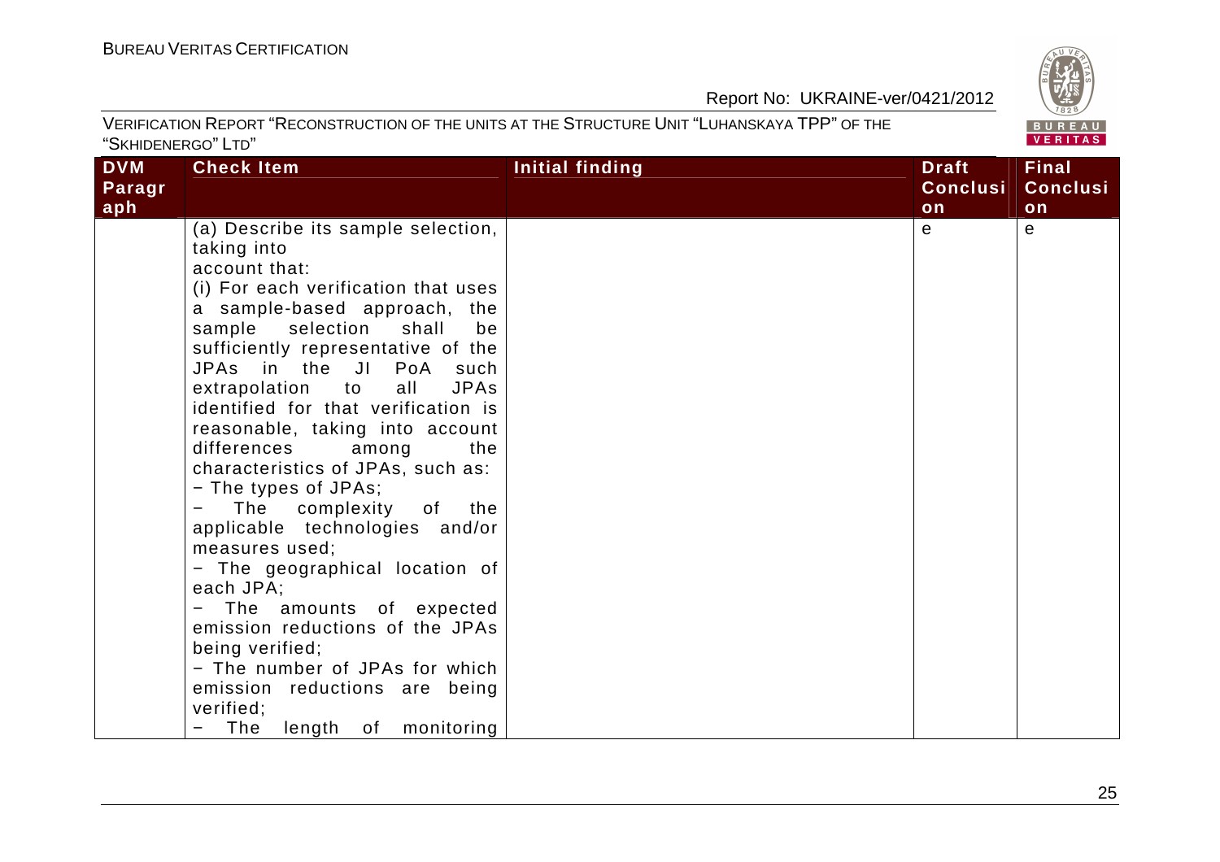| DVM Paragraph | Check Item | Initial finding | Draft Conclusion | Final Conclusion |
|---|---|---|---|---|
| | (a) Describe its sample selection, taking into account that:<br>(i) For each verification that uses a sample-based approach, the sample selection shall be sufficiently representative of the JPAs in the JI PoA such extrapolation to all JPAs identified for that verification is reasonable, taking into account differences among the characteristics of JPAs, such as:<br>− The types of JPAs;<br>− The complexity of the applicable technologies and/or measures used;<br>− The geographical location of each JPA;<br>− The amounts of expected emission reductions of the JPAs being verified;<br>− The number of JPAs for which emission reductions are being verified;<br>− The length of monitoring | | e | e |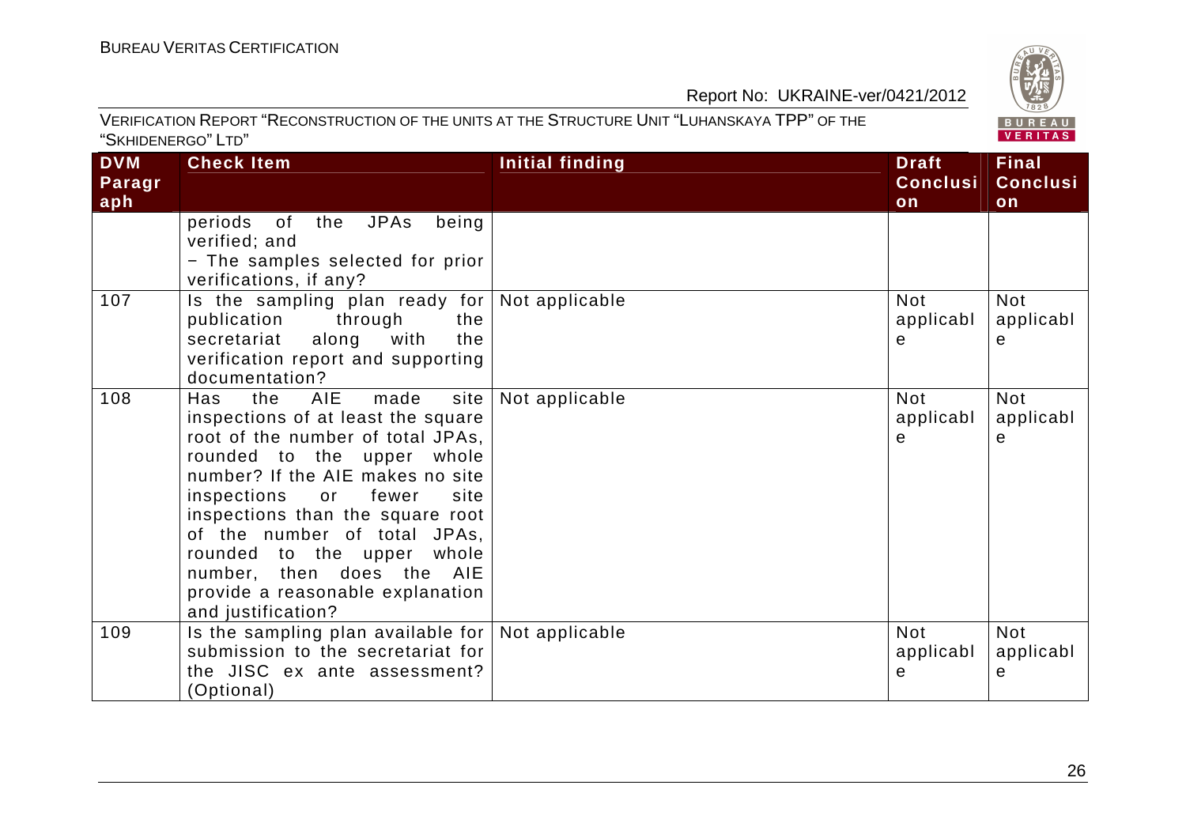| DVM Paragraph | Check Item | Initial finding | Draft Conclusion | Final Conclusion |
|---|---|---|---|---|
| | periods of the JPAs being verified; and<br>− The samples selected for prior verifications, if any? | | | |
| 107 | Is the sampling plan ready for publication through the secretariat along with the verification report and supporting documentation? | Not applicable | Not applicable | Not applicable |
| 108 | Has the AIE made site inspections of at least the square root of the number of total JPAs, rounded to the upper whole number? If the AIE makes no site inspections or fewer site inspections than the square root of the number of total JPAs, rounded to the upper whole number, then does the AIE provide a reasonable explanation and justification? | Not applicable | Not applicable | Not applicable |
| 109 | Is the sampling plan available for submission to the secretariat for the JISC ex ante assessment? (Optional) | Not applicable | Not applicable | Not applicable |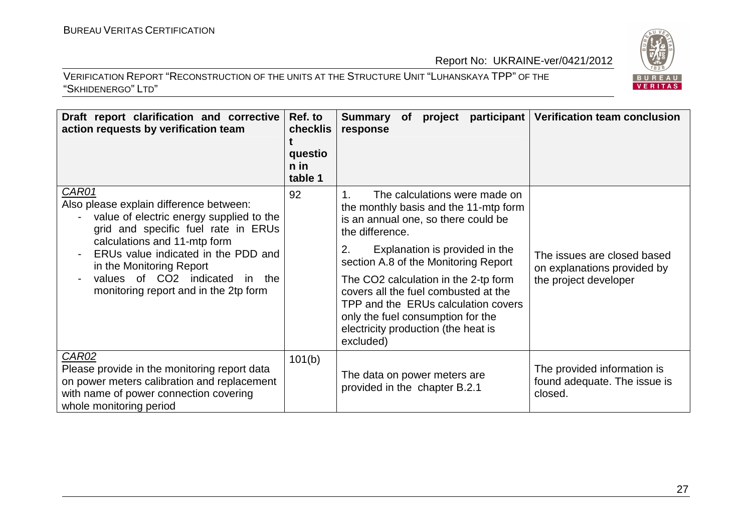| Draft report clarification and corrective action requests by verification team | Ref. to checklist question in table 1 | Summary of project participant response | Verification team conclusion |
|---|---|---|---|
| *CAR01*<br>Also please explain difference between:<br>- value of electric energy supplied to the grid and specific fuel rate in ERUs calculations and 11-mtp form<br>- ERUs value indicated in the PDD and in the Monitoring Report<br>- values of $CO_2$ indicated in the monitoring report and in the 2tp form | 92 | 1. The calculations were made on the monthly basis and the 11-mtp form is an annual one, so there could be the difference.<br>2. Explanation is provided in the section A.8 of the Monitoring Report<br>The $CO_2$ calculation in the 2-tp form covers all the fuel combusted at the TPP and the ERUs calculation covers only the fuel consumption for the electricity production (the heat is excluded) | The issues are closed based on explanations provided by the project developer |
| *CAR02*<br>Please provide in the monitoring report data on power meters calibration and replacement with name of power connection covering whole monitoring period | 101(b) | The data on power meters are provided in the chapter B.2.1 | The provided information is found adequate. The issue is closed. |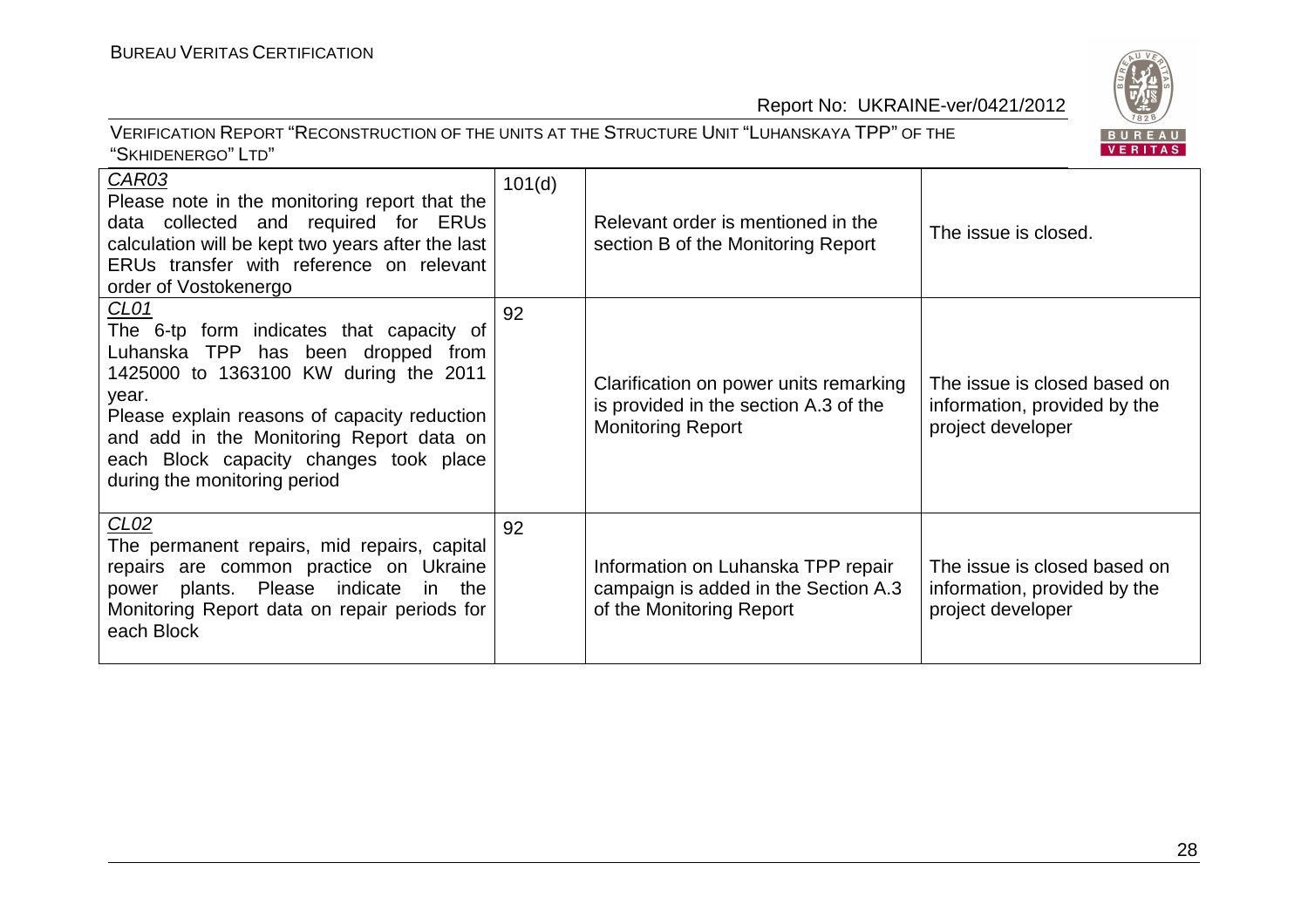| | | | |
|---|---|---|---|
| *CAR03*<br>Please note in the monitoring report that the data collected and required for ERUs calculation will be kept two years after the last ERUs transfer with reference on relevant order of Vostokenergo | 101(d) | Relevant order is mentioned in the section B of the Monitoring Report | The issue is closed. |
| *CL01*<br>The 6-tp form indicates that capacity of Luhanska TPP has been dropped from 1425000 to 1363100 KW during the 2011 year.<br>Please explain reasons of capacity reduction and add in the Monitoring Report data on each Block capacity changes took place during the monitoring period | 92 | Clarification on power units remarking is provided in the section A.3 of the Monitoring Report | The issue is closed based on information, provided by the project developer |
| *CL02*<br>The permanent repairs, mid repairs, capital repairs are common practice on Ukraine power plants. Please indicate in the Monitoring Report data on repair periods for each Block | 92 | Information on Luhanska TPP repair campaign is added in the Section A.3 of the Monitoring Report | The issue is closed based on information, provided by the project developer |